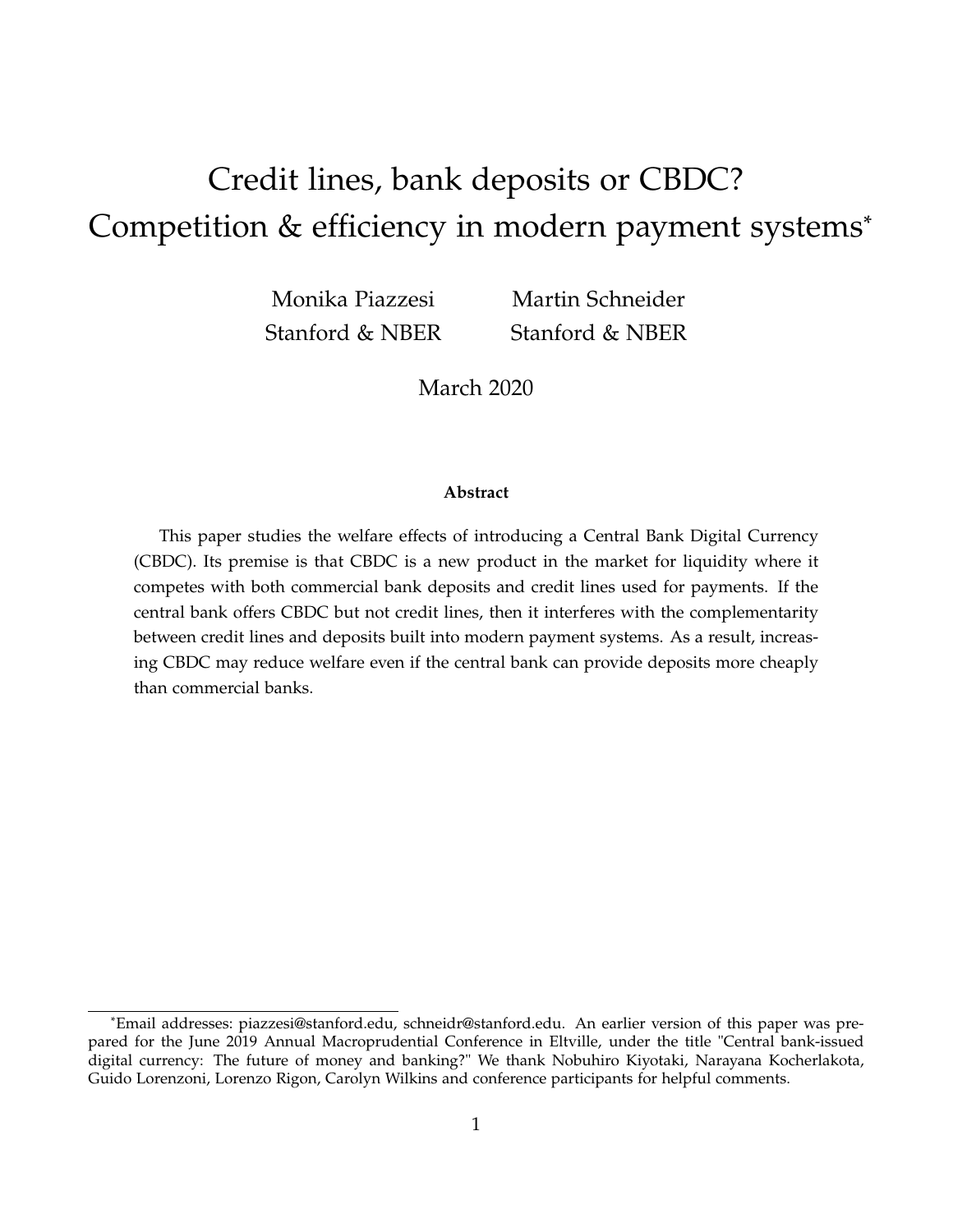# Credit lines, bank deposits or CBDC? Competition & efficiency in modern payment systems*

Monika Piazzesi
Stanford & NBER

Martin Schneider
Stanford & NBER

March 2020

**Abstract**

This paper studies the welfare effects of introducing a Central Bank Digital Currency (CBDC). Its premise is that CBDC is a new product in the market for liquidity where it competes with both commercial bank deposits and credit lines used for payments. If the central bank offers CBDC but not credit lines, then it interferes with the complementarity between credit lines and deposits built into modern payment systems. As a result, increasing CBDC may reduce welfare even if the central bank can provide deposits more cheaply than commercial banks.

*Email addresses: piazzesi@stanford.edu, schneidr@stanford.edu. An earlier version of this paper was prepared for the June 2019 Annual Macroprudential Conference in Eltville, under the title "Central bank-issued digital currency: The future of money and banking?" We thank Nobuhiro Kiyotaki, Narayana Kocherlakota, Guido Lorenzoni, Lorenzo Rigon, Carolyn Wilkins and conference participants for helpful comments.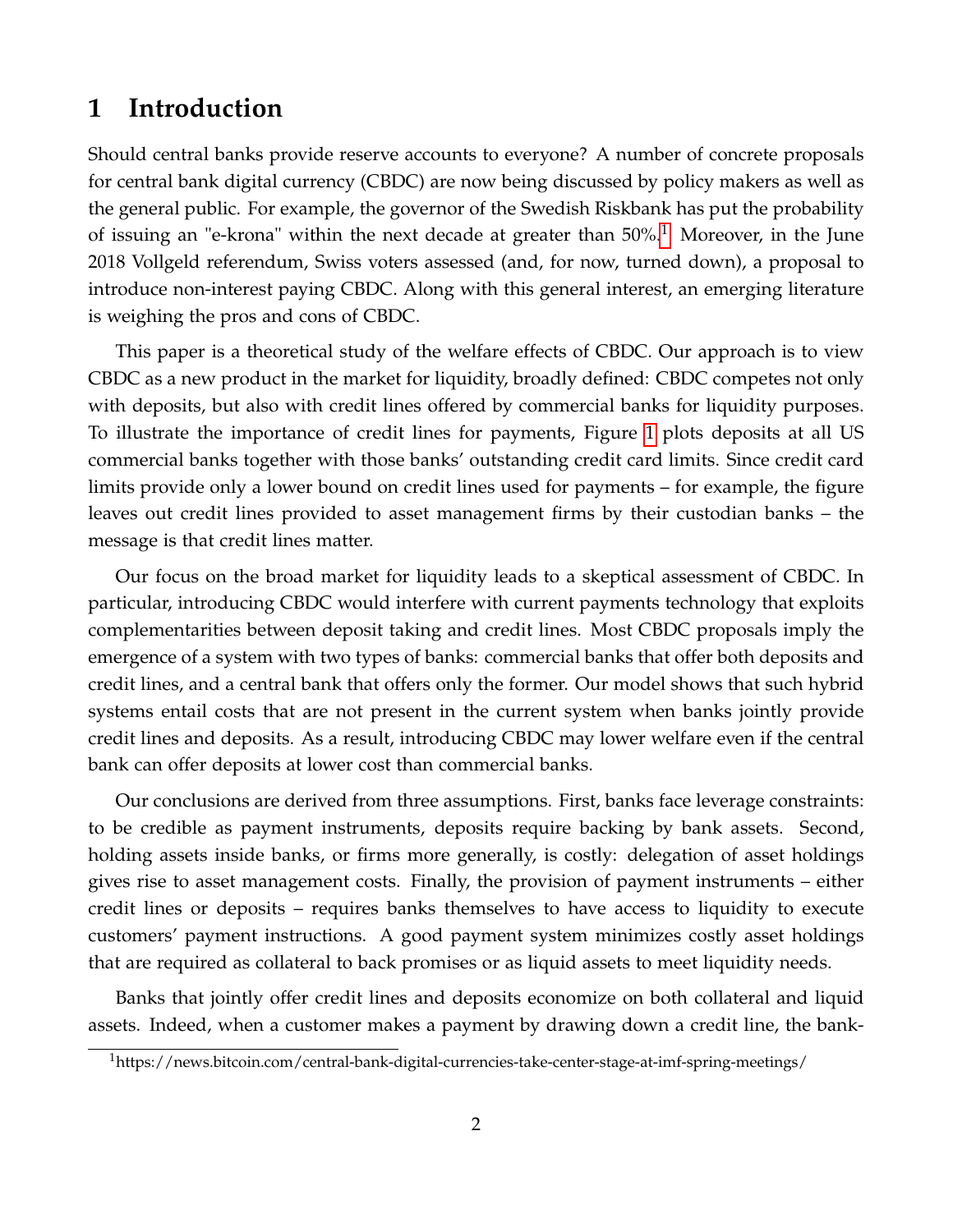# 1 Introduction

Should central banks provide reserve accounts to everyone? A number of concrete proposals for central bank digital currency (CBDC) are now being discussed by policy makers as well as the general public. For example, the governor of the Swedish Riskbank has put the probability of issuing an "e-krona" within the next decade at greater than 50%.[1] Moreover, in the June 2018 Vollgeld referendum, Swiss voters assessed (and, for now, turned down), a proposal to introduce non-interest paying CBDC. Along with this general interest, an emerging literature is weighing the pros and cons of CBDC.

This paper is a theoretical study of the welfare effects of CBDC. Our approach is to view CBDC as a new product in the market for liquidity, broadly defined: CBDC competes not only with deposits, but also with credit lines offered by commercial banks for liquidity purposes. To illustrate the importance of credit lines for payments, Figure 1 plots deposits at all US commercial banks together with those banks' outstanding credit card limits. Since credit card limits provide only a lower bound on credit lines used for payments – for example, the figure leaves out credit lines provided to asset management firms by their custodian banks – the message is that credit lines matter.

Our focus on the broad market for liquidity leads to a skeptical assessment of CBDC. In particular, introducing CBDC would interfere with current payments technology that exploits complementarities between deposit taking and credit lines. Most CBDC proposals imply the emergence of a system with two types of banks: commercial banks that offer both deposits and credit lines, and a central bank that offers only the former. Our model shows that such hybrid systems entail costs that are not present in the current system when banks jointly provide credit lines and deposits. As a result, introducing CBDC may lower welfare even if the central bank can offer deposits at lower cost than commercial banks.

Our conclusions are derived from three assumptions. First, banks face leverage constraints: to be credible as payment instruments, deposits require backing by bank assets. Second, holding assets inside banks, or firms more generally, is costly: delegation of asset holdings gives rise to asset management costs. Finally, the provision of payment instruments – either credit lines or deposits – requires banks themselves to have access to liquidity to execute customers' payment instructions. A good payment system minimizes costly asset holdings that are required as collateral to back promises or as liquid assets to meet liquidity needs.

Banks that jointly offer credit lines and deposits economize on both collateral and liquid assets. Indeed, when a customer makes a payment by drawing down a credit line, the bank-

[1] https://news.bitcoin.com/central-bank-digital-currencies-take-center-stage-at-imf-spring-meetings/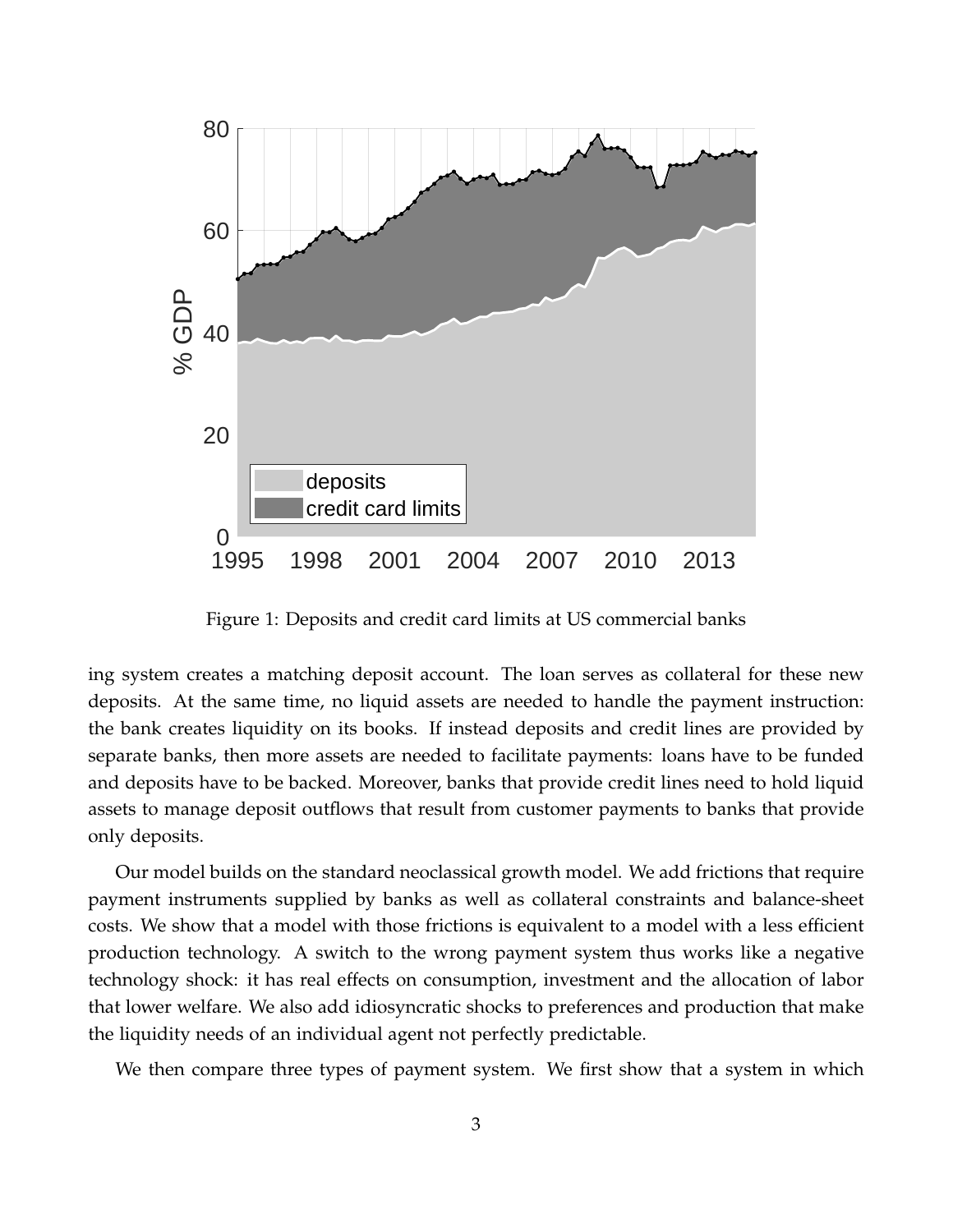Figure 1: Deposits and credit card limits at US commercial banks

ing system creates a matching deposit account. The loan serves as collateral for these new deposits. At the same time, no liquid assets are needed to handle the payment instruction: the bank creates liquidity on its books. If instead deposits and credit lines are provided by separate banks, then more assets are needed to facilitate payments: loans have to be funded and deposits have to be backed. Moreover, banks that provide credit lines need to hold liquid assets to manage deposit outflows that result from customer payments to banks that provide only deposits.

Our model builds on the standard neoclassical growth model. We add frictions that require payment instruments supplied by banks as well as collateral constraints and balance-sheet costs. We show that a model with those frictions is equivalent to a model with a less efficient production technology. A switch to the wrong payment system thus works like a negative technology shock: it has real effects on consumption, investment and the allocation of labor that lower welfare. We also add idiosyncratic shocks to preferences and production that make the liquidity needs of an individual agent not perfectly predictable.

We then compare three types of payment system. We first show that a system in which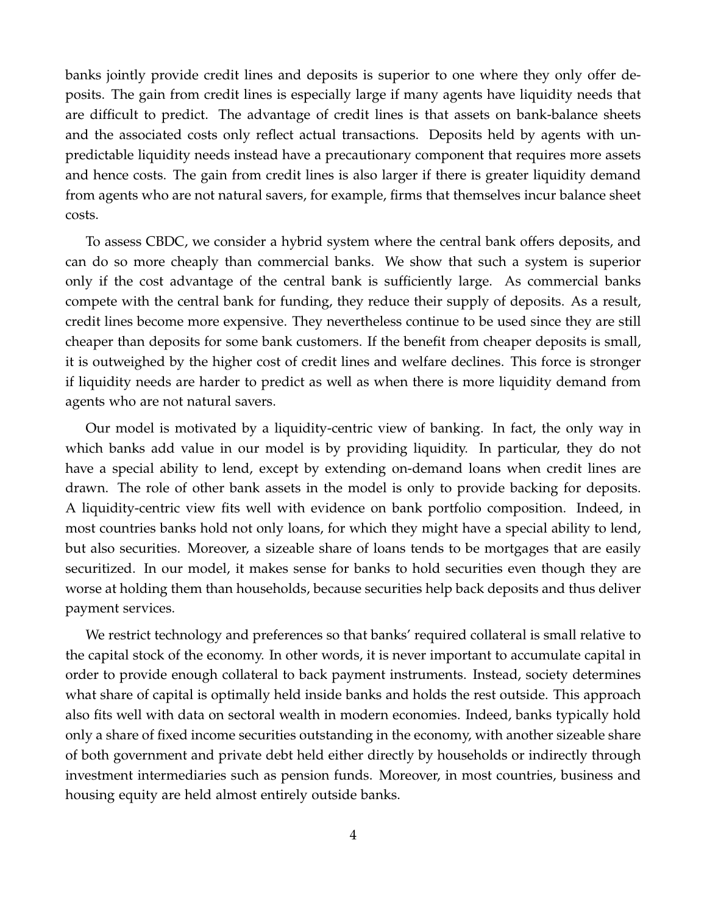banks jointly provide credit lines and deposits is superior to one where they only offer deposits. The gain from credit lines is especially large if many agents have liquidity needs that are difficult to predict. The advantage of credit lines is that assets on bank-balance sheets and the associated costs only reflect actual transactions. Deposits held by agents with unpredictable liquidity needs instead have a precautionary component that requires more assets and hence costs. The gain from credit lines is also larger if there is greater liquidity demand from agents who are not natural savers, for example, firms that themselves incur balance sheet costs.

To assess CBDC, we consider a hybrid system where the central bank offers deposits, and can do so more cheaply than commercial banks. We show that such a system is superior only if the cost advantage of the central bank is sufficiently large. As commercial banks compete with the central bank for funding, they reduce their supply of deposits. As a result, credit lines become more expensive. They nevertheless continue to be used since they are still cheaper than deposits for some bank customers. If the benefit from cheaper deposits is small, it is outweighed by the higher cost of credit lines and welfare declines. This force is stronger if liquidity needs are harder to predict as well as when there is more liquidity demand from agents who are not natural savers.

Our model is motivated by a liquidity-centric view of banking. In fact, the only way in which banks add value in our model is by providing liquidity. In particular, they do not have a special ability to lend, except by extending on-demand loans when credit lines are drawn. The role of other bank assets in the model is only to provide backing for deposits. A liquidity-centric view fits well with evidence on bank portfolio composition. Indeed, in most countries banks hold not only loans, for which they might have a special ability to lend, but also securities. Moreover, a sizeable share of loans tends to be mortgages that are easily securitized. In our model, it makes sense for banks to hold securities even though they are worse at holding them than households, because securities help back deposits and thus deliver payment services.

We restrict technology and preferences so that banks' required collateral is small relative to the capital stock of the economy. In other words, it is never important to accumulate capital in order to provide enough collateral to back payment instruments. Instead, society determines what share of capital is optimally held inside banks and holds the rest outside. This approach also fits well with data on sectoral wealth in modern economies. Indeed, banks typically hold only a share of fixed income securities outstanding in the economy, with another sizeable share of both government and private debt held either directly by households or indirectly through investment intermediaries such as pension funds. Moreover, in most countries, business and housing equity are held almost entirely outside banks.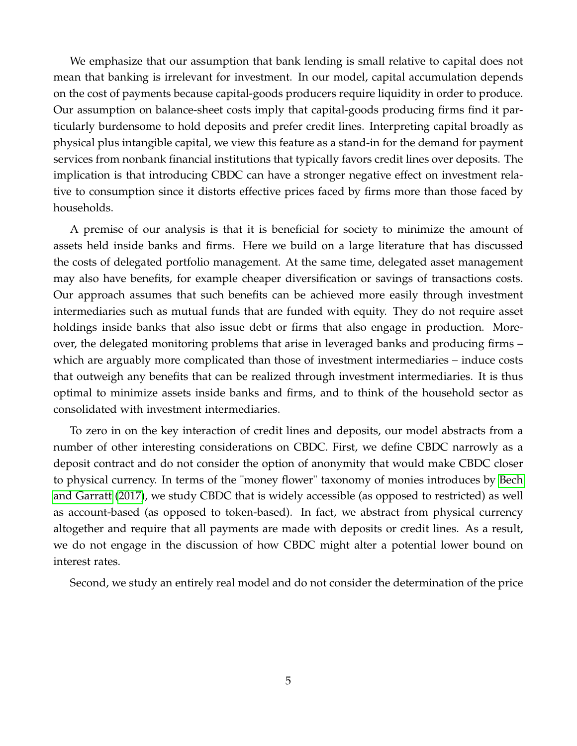We emphasize that our assumption that bank lending is small relative to capital does not mean that banking is irrelevant for investment. In our model, capital accumulation depends on the cost of payments because capital-goods producers require liquidity in order to produce. Our assumption on balance-sheet costs imply that capital-goods producing firms find it particularly burdensome to hold deposits and prefer credit lines. Interpreting capital broadly as physical plus intangible capital, we view this feature as a stand-in for the demand for payment services from nonbank financial institutions that typically favors credit lines over deposits. The implication is that introducing CBDC can have a stronger negative effect on investment relative to consumption since it distorts effective prices faced by firms more than those faced by households.

A premise of our analysis is that it is beneficial for society to minimize the amount of assets held inside banks and firms. Here we build on a large literature that has discussed the costs of delegated portfolio management. At the same time, delegated asset management may also have benefits, for example cheaper diversification or savings of transactions costs. Our approach assumes that such benefits can be achieved more easily through investment intermediaries such as mutual funds that are funded with equity. They do not require asset holdings inside banks that also issue debt or firms that also engage in production. Moreover, the delegated monitoring problems that arise in leveraged banks and producing firms – which are arguably more complicated than those of investment intermediaries – induce costs that outweigh any benefits that can be realized through investment intermediaries. It is thus optimal to minimize assets inside banks and firms, and to think of the household sector as consolidated with investment intermediaries.

To zero in on the key interaction of credit lines and deposits, our model abstracts from a number of other interesting considerations on CBDC. First, we define CBDC narrowly as a deposit contract and do not consider the option of anonymity that would make CBDC closer to physical currency. In terms of the "money flower" taxonomy of monies introduces by Bech and Garratt (2017), we study CBDC that is widely accessible (as opposed to restricted) as well as account-based (as opposed to token-based). In fact, we abstract from physical currency altogether and require that all payments are made with deposits or credit lines. As a result, we do not engage in the discussion of how CBDC might alter a potential lower bound on interest rates.

Second, we study an entirely real model and do not consider the determination of the price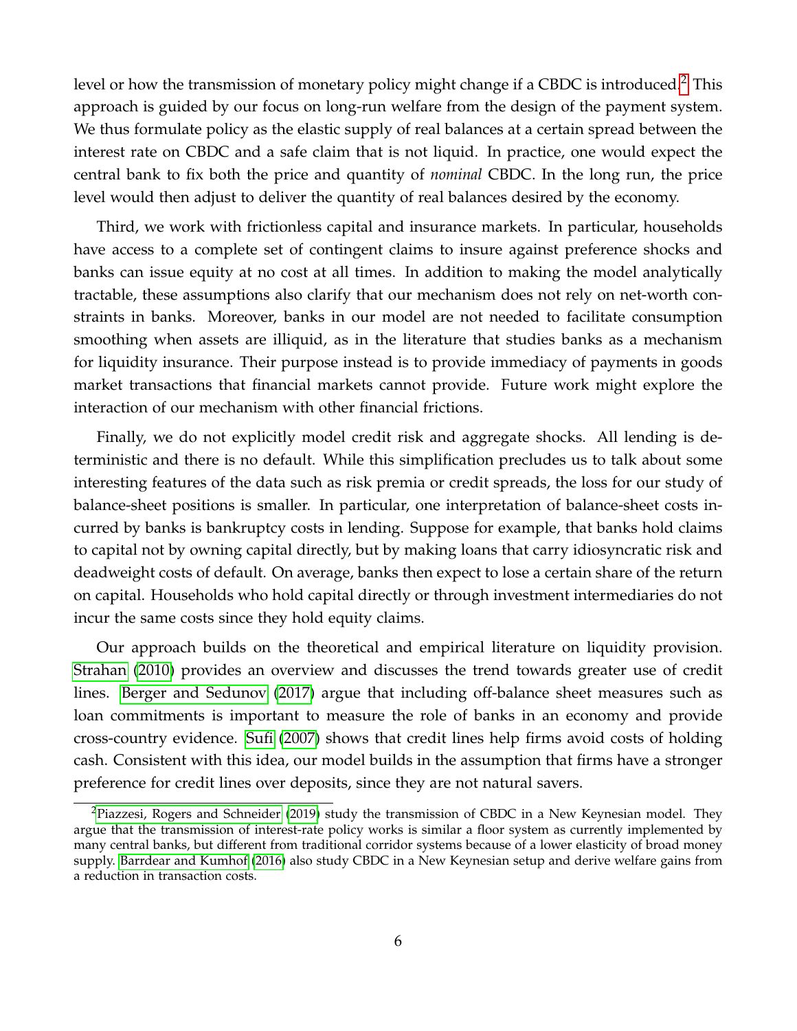level or how the transmission of monetary policy might change if a CBDC is introduced.[2] This approach is guided by our focus on long-run welfare from the design of the payment system. We thus formulate policy as the elastic supply of real balances at a certain spread between the interest rate on CBDC and a safe claim that is not liquid. In practice, one would expect the central bank to fix both the price and quantity of *nominal* CBDC. In the long run, the price level would then adjust to deliver the quantity of real balances desired by the economy.

Third, we work with frictionless capital and insurance markets. In particular, households have access to a complete set of contingent claims to insure against preference shocks and banks can issue equity at no cost at all times. In addition to making the model analytically tractable, these assumptions also clarify that our mechanism does not rely on net-worth constraints in banks. Moreover, banks in our model are not needed to facilitate consumption smoothing when assets are illiquid, as in the literature that studies banks as a mechanism for liquidity insurance. Their purpose instead is to provide immediacy of payments in goods market transactions that financial markets cannot provide. Future work might explore the interaction of our mechanism with other financial frictions.

Finally, we do not explicitly model credit risk and aggregate shocks. All lending is deterministic and there is no default. While this simplification precludes us to talk about some interesting features of the data such as risk premia or credit spreads, the loss for our study of balance-sheet positions is smaller. In particular, one interpretation of balance-sheet costs incurred by banks is bankruptcy costs in lending. Suppose for example, that banks hold claims to capital not by owning capital directly, but by making loans that carry idiosyncratic risk and deadweight costs of default. On average, banks then expect to lose a certain share of the return on capital. Households who hold capital directly or through investment intermediaries do not incur the same costs since they hold equity claims.

Our approach builds on the theoretical and empirical literature on liquidity provision. Strahan (2010) provides an overview and discusses the trend towards greater use of credit lines. Berger and Sedunov (2017) argue that including off-balance sheet measures such as loan commitments is important to measure the role of banks in an economy and provide cross-country evidence. Sufi (2007) shows that credit lines help firms avoid costs of holding cash. Consistent with this idea, our model builds in the assumption that firms have a stronger preference for credit lines over deposits, since they are not natural savers.

[2] Piazzesi, Rogers and Schneider (2019) study the transmission of CBDC in a New Keynesian model. They argue that the transmission of interest-rate policy works is similar a floor system as currently implemented by many central banks, but different from traditional corridor systems because of a lower elasticity of broad money supply. Barrdear and Kumhof (2016) also study CBDC in a New Keynesian setup and derive welfare gains from a reduction in transaction costs.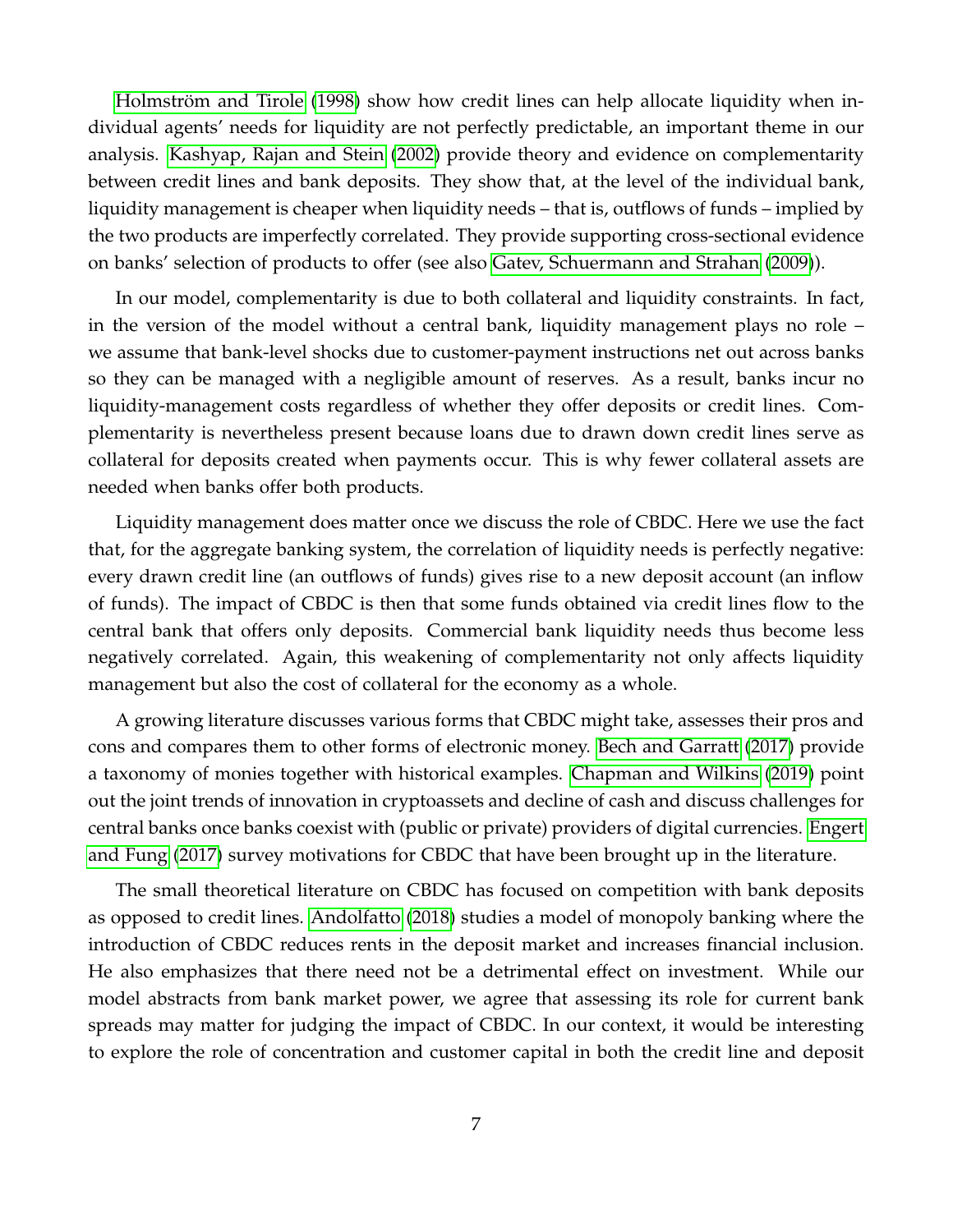Holmström and Tirole (1998) show how credit lines can help allocate liquidity when individual agents' needs for liquidity are not perfectly predictable, an important theme in our analysis. Kashyap, Rajan and Stein (2002) provide theory and evidence on complementarity between credit lines and bank deposits. They show that, at the level of the individual bank, liquidity management is cheaper when liquidity needs – that is, outflows of funds – implied by the two products are imperfectly correlated. They provide supporting cross-sectional evidence on banks' selection of products to offer (see also Gatev, Schuermann and Strahan (2009)).

In our model, complementarity is due to both collateral and liquidity constraints. In fact, in the version of the model without a central bank, liquidity management plays no role – we assume that bank-level shocks due to customer-payment instructions net out across banks so they can be managed with a negligible amount of reserves. As a result, banks incur no liquidity-management costs regardless of whether they offer deposits or credit lines. Complementarity is nevertheless present because loans due to drawn down credit lines serve as collateral for deposits created when payments occur. This is why fewer collateral assets are needed when banks offer both products.

Liquidity management does matter once we discuss the role of CBDC. Here we use the fact that, for the aggregate banking system, the correlation of liquidity needs is perfectly negative: every drawn credit line (an outflows of funds) gives rise to a new deposit account (an inflow of funds). The impact of CBDC is then that some funds obtained via credit lines flow to the central bank that offers only deposits. Commercial bank liquidity needs thus become less negatively correlated. Again, this weakening of complementarity not only affects liquidity management but also the cost of collateral for the economy as a whole.

A growing literature discusses various forms that CBDC might take, assesses their pros and cons and compares them to other forms of electronic money. Bech and Garratt (2017) provide a taxonomy of monies together with historical examples. Chapman and Wilkins (2019) point out the joint trends of innovation in cryptoassets and decline of cash and discuss challenges for central banks once banks coexist with (public or private) providers of digital currencies. Engert and Fung (2017) survey motivations for CBDC that have been brought up in the literature.

The small theoretical literature on CBDC has focused on competition with bank deposits as opposed to credit lines. Andolfatto (2018) studies a model of monopoly banking where the introduction of CBDC reduces rents in the deposit market and increases financial inclusion. He also emphasizes that there need not be a detrimental effect on investment. While our model abstracts from bank market power, we agree that assessing its role for current bank spreads may matter for judging the impact of CBDC. In our context, it would be interesting to explore the role of concentration and customer capital in both the credit line and deposit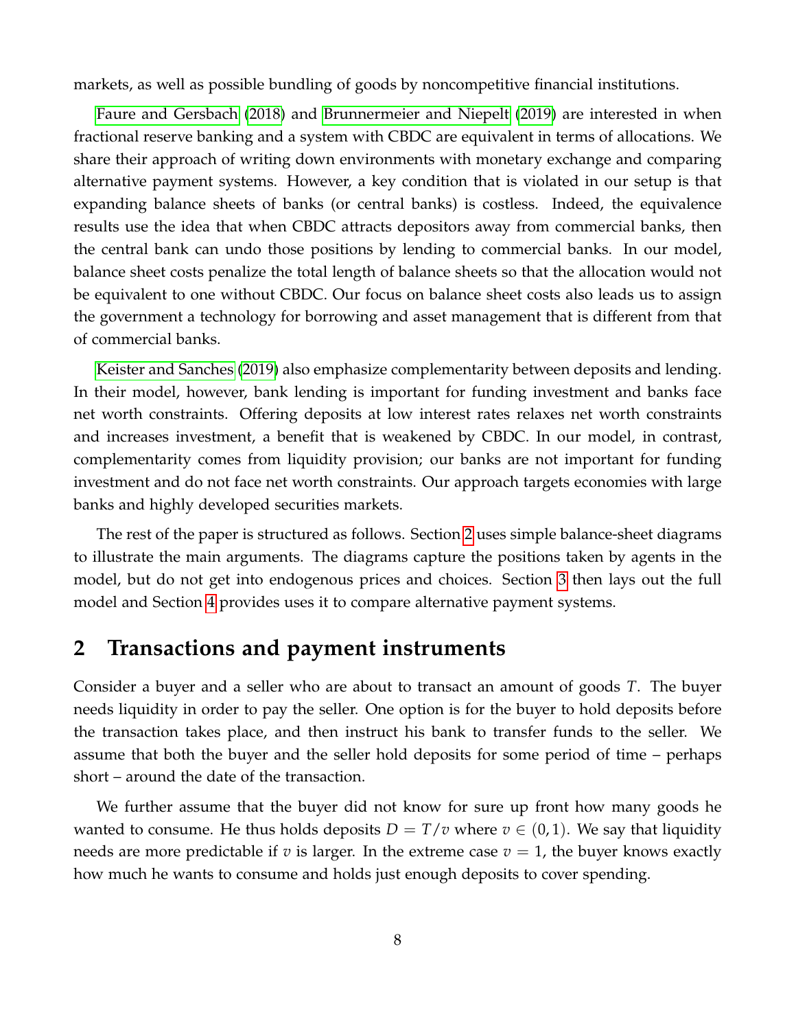markets, as well as possible bundling of goods by noncompetitive financial institutions.

Faure and Gersbach (2018) and Brunnermeier and Niepelt (2019) are interested in when fractional reserve banking and a system with CBDC are equivalent in terms of allocations. We share their approach of writing down environments with monetary exchange and comparing alternative payment systems. However, a key condition that is violated in our setup is that expanding balance sheets of banks (or central banks) is costless. Indeed, the equivalence results use the idea that when CBDC attracts depositors away from commercial banks, then the central bank can undo those positions by lending to commercial banks. In our model, balance sheet costs penalize the total length of balance sheets so that the allocation would not be equivalent to one without CBDC. Our focus on balance sheet costs also leads us to assign the government a technology for borrowing and asset management that is different from that of commercial banks.

Keister and Sanches (2019) also emphasize complementarity between deposits and lending. In their model, however, bank lending is important for funding investment and banks face net worth constraints. Offering deposits at low interest rates relaxes net worth constraints and increases investment, a benefit that is weakened by CBDC. In our model, in contrast, complementarity comes from liquidity provision; our banks are not important for funding investment and do not face net worth constraints. Our approach targets economies with large banks and highly developed securities markets.

The rest of the paper is structured as follows. Section 2 uses simple balance-sheet diagrams to illustrate the main arguments. The diagrams capture the positions taken by agents in the model, but do not get into endogenous prices and choices. Section 3 then lays out the full model and Section 4 provides uses it to compare alternative payment systems.

## 2 Transactions and payment instruments

Consider a buyer and a seller who are about to transact an amount of goods $T$. The buyer needs liquidity in order to pay the seller. One option is for the buyer to hold deposits before the transaction takes place, and then instruct his bank to transfer funds to the seller. We assume that both the buyer and the seller hold deposits for some period of time – perhaps short – around the date of the transaction.

We further assume that the buyer did not know for sure up front how many goods he wanted to consume. He thus holds deposits $D = T/v$ where $v \in (0, 1)$. We say that liquidity needs are more predictable if $v$ is larger. In the extreme case $v = 1$, the buyer knows exactly how much he wants to consume and holds just enough deposits to cover spending.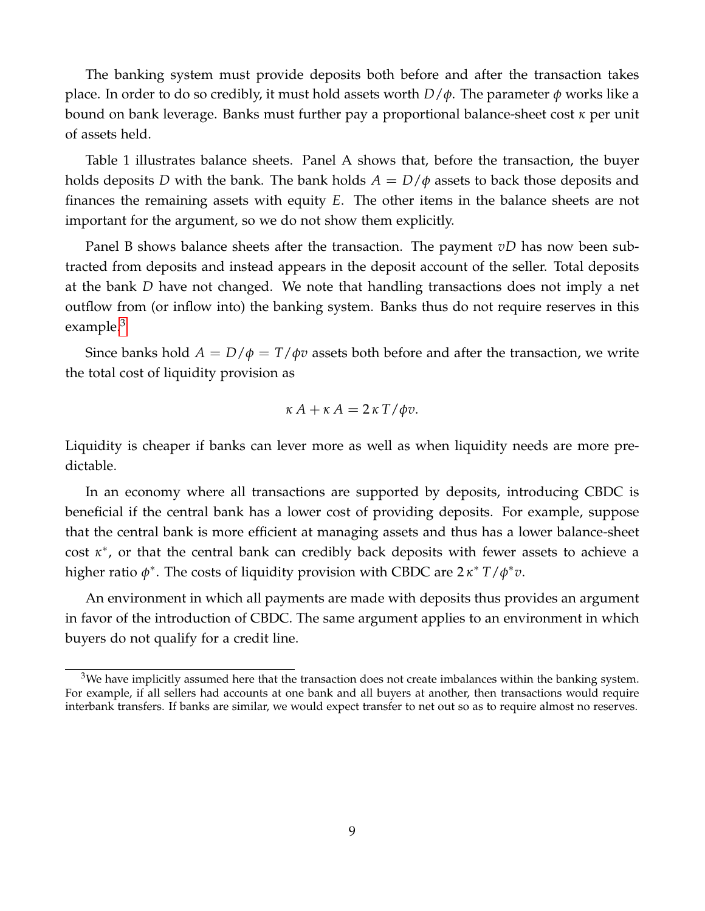The banking system must provide deposits both before and after the transaction takes place. In order to do so credibly, it must hold assets worth $D/\phi$. The parameter $\phi$ works like a bound on bank leverage. Banks must further pay a proportional balance-sheet cost $\kappa$ per unit of assets held.

Table 1 illustrates balance sheets. Panel A shows that, before the transaction, the buyer holds deposits $D$ with the bank. The bank holds $A = D/\phi$ assets to back those deposits and finances the remaining assets with equity $E$. The other items in the balance sheets are not important for the argument, so we do not show them explicitly.

Panel B shows balance sheets after the transaction. The payment $vD$ has now been subtracted from deposits and instead appears in the deposit account of the seller. Total deposits at the bank $D$ have not changed. We note that handling transactions does not imply a net outflow from (or inflow into) the banking system. Banks thus do not require reserves in this example.[3]

Since banks hold $A = D/\phi = T/\phi v$ assets both before and after the transaction, we write the total cost of liquidity provision as

$$\kappa A + \kappa A = 2 \kappa T/\phi v.$$

Liquidity is cheaper if banks can lever more as well as when liquidity needs are more predictable.

In an economy where all transactions are supported by deposits, introducing CBDC is beneficial if the central bank has a lower cost of providing deposits. For example, suppose that the central bank is more efficient at managing assets and thus has a lower balance-sheet cost $\kappa^*$, or that the central bank can credibly back deposits with fewer assets to achieve a higher ratio $\phi^*$. The costs of liquidity provision with CBDC are $2\kappa^* T/\phi^* v$.

An environment in which all payments are made with deposits thus provides an argument in favor of the introduction of CBDC. The same argument applies to an environment in which buyers do not qualify for a credit line.

[3] We have implicitly assumed here that the transaction does not create imbalances within the banking system. For example, if all sellers had accounts at one bank and all buyers at another, then transactions would require interbank transfers. If banks are similar, we would expect transfer to net out so as to require almost no reserves.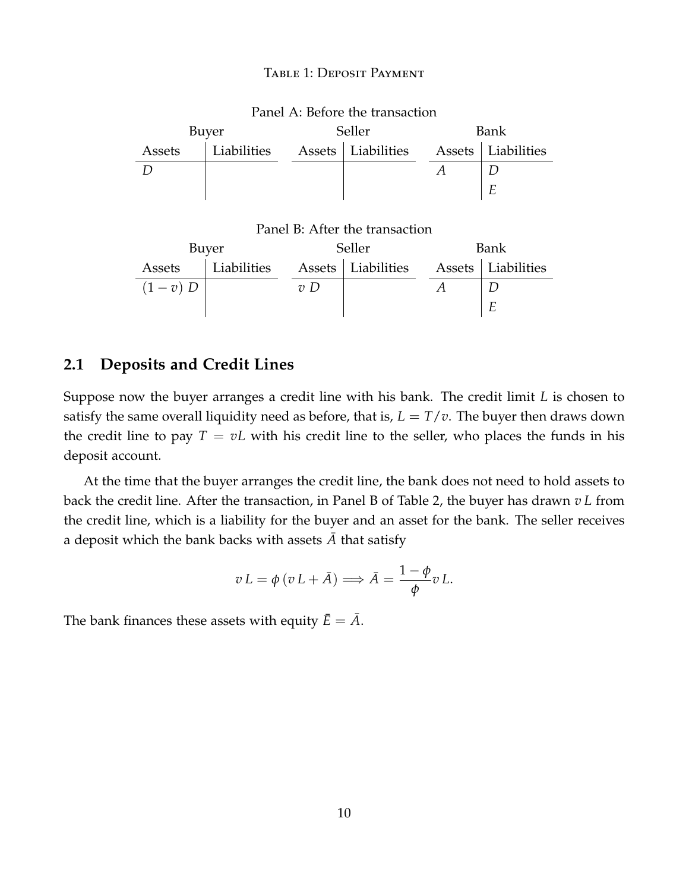Table 1: Deposit Payment

Panel A: Before the transaction

| Buyer | | Seller | | Bank | |
|---|---|---|---|---|---|
| Assets | Liabilities | Assets | Liabilities | Assets | Liabilities |
| $D$ | | | | $A$ | $D$ |
| | | | | | $E$ |

Panel B: After the transaction

| Buyer | | Seller | | Bank | |
|---|---|---|---|---|---|
| Assets | Liabilities | Assets | Liabilities | Assets | Liabilities |
| $(1-v)\ D$ | | $v\ D$ | | $A$ | $D$ |
| | | | | | $E$ |

## 2.1 Deposits and Credit Lines

Suppose now the buyer arranges a credit line with his bank. The credit limit $L$ is chosen to satisfy the same overall liquidity need as before, that is, $L = T/v$. The buyer then draws down the credit line to pay $T = vL$ with his credit line to the seller, who places the funds in his deposit account.

At the time that the buyer arranges the credit line, the bank does not need to hold assets to back the credit line. After the transaction, in Panel B of Table 2, the buyer has drawn $v\,L$ from the credit line, which is a liability for the buyer and an asset for the bank. The seller receives a deposit which the bank backs with assets $\bar{A}$ that satisfy

$$v\,L = \phi\,(v\,L + \bar{A}) \Longrightarrow \bar{A} = \frac{1-\phi}{\phi} v\,L.$$

The bank finances these assets with equity $\bar{E} = \bar{A}$.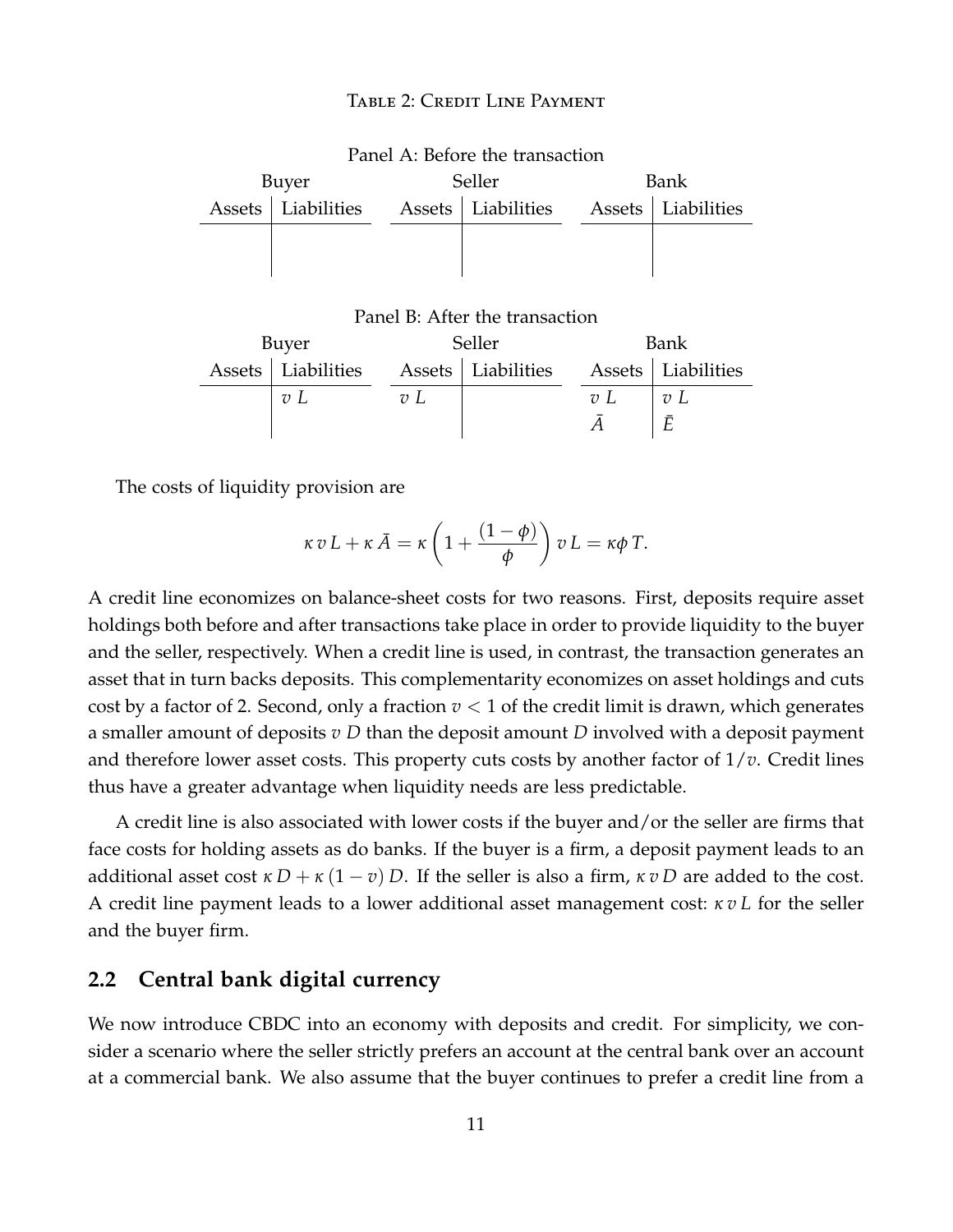Table 2: Credit Line Payment

Panel A: Before the transaction

| Buyer | | Seller | | Bank | |
|---|---|---|---|---|---|
| Assets | Liabilities | Assets | Liabilities | Assets | Liabilities |
| | | | | | |

Panel B: After the transaction

| Buyer | | Seller | | Bank | |
|---|---|---|---|---|---|
| Assets | Liabilities | Assets | Liabilities | Assets | Liabilities |
| | $v\,L$ | $v\,L$ | | $v\,L$ | $v\,L$ |
| | | | | $\bar{A}$ | $\bar{E}$ |

The costs of liquidity provision are

$$\kappa\, v\, L + \kappa\, \bar{A} = \kappa \left(1 + \frac{(1-\phi)}{\phi}\right) v\, L = \kappa\phi\, T.$$

A credit line economizes on balance-sheet costs for two reasons. First, deposits require asset holdings both before and after transactions take place in order to provide liquidity to the buyer and the seller, respectively. When a credit line is used, in contrast, the transaction generates an asset that in turn backs deposits. This complementarity economizes on asset holdings and cuts cost by a factor of 2. Second, only a fraction $v < 1$ of the credit limit is drawn, which generates a smaller amount of deposits $v\, D$ than the deposit amount $D$ involved with a deposit payment and therefore lower asset costs. This property cuts costs by another factor of $1/v$. Credit lines thus have a greater advantage when liquidity needs are less predictable.

A credit line is also associated with lower costs if the buyer and/or the seller are firms that face costs for holding assets as do banks. If the buyer is a firm, a deposit payment leads to an additional asset cost $\kappa\, D + \kappa\,(1-v)\, D$. If the seller is also a firm, $\kappa\, v\, D$ are added to the cost. A credit line payment leads to a lower additional asset management cost: $\kappa\, v\, L$ for the seller and the buyer firm.

## 2.2 Central bank digital currency

We now introduce CBDC into an economy with deposits and credit. For simplicity, we consider a scenario where the seller strictly prefers an account at the central bank over an account at a commercial bank. We also assume that the buyer continues to prefer a credit line from a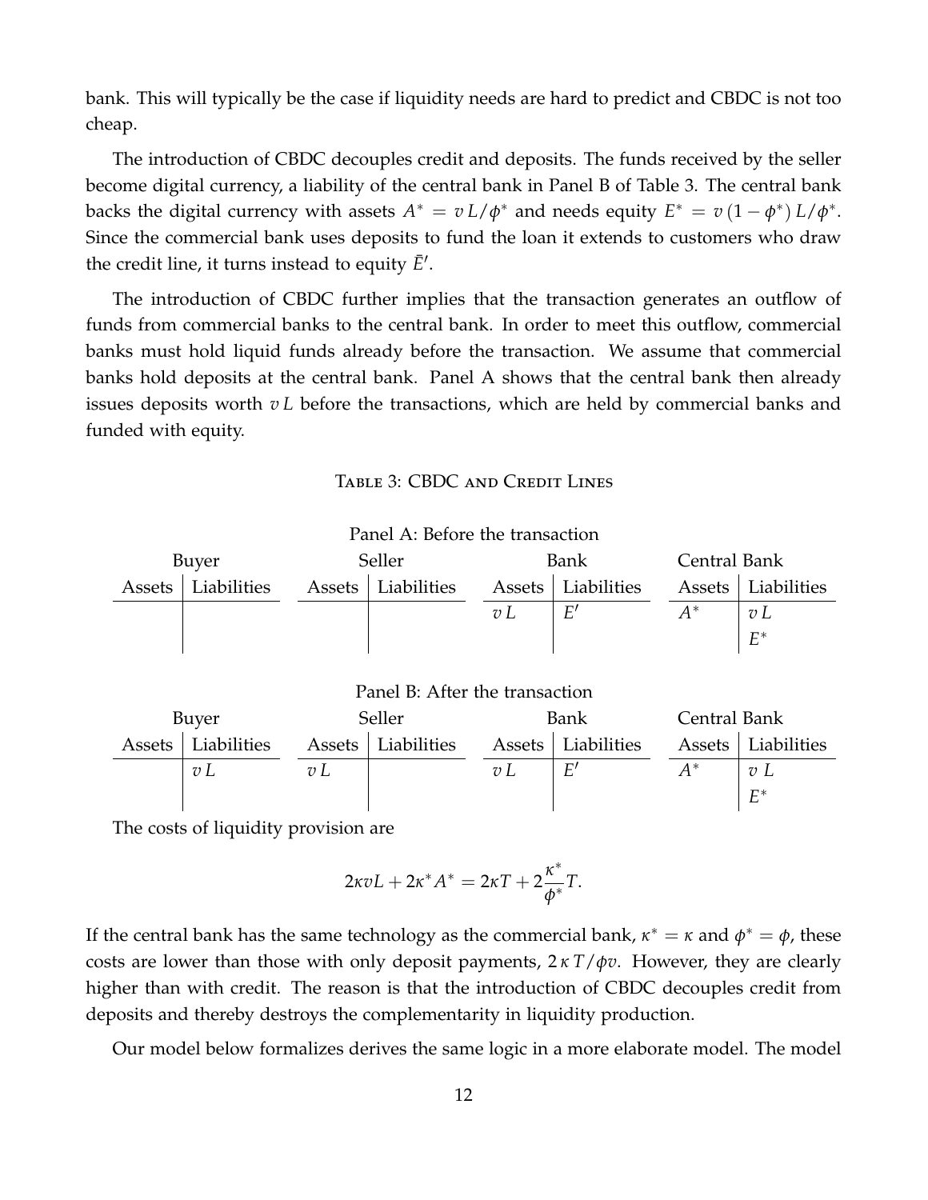bank. This will typically be the case if liquidity needs are hard to predict and CBDC is not too cheap.

The introduction of CBDC decouples credit and deposits. The funds received by the seller become digital currency, a liability of the central bank in Panel B of Table 3. The central bank backs the digital currency with assets $A^* = v\,L/\phi^*$ and needs equity $E^* = v\,(1-\phi^*)\,L/\phi^*$. Since the commercial bank uses deposits to fund the loan it extends to customers who draw the credit line, it turns instead to equity $\bar{E}'$.

The introduction of CBDC further implies that the transaction generates an outflow of funds from commercial banks to the central bank. In order to meet this outflow, commercial banks must hold liquid funds already before the transaction. We assume that commercial banks hold deposits at the central bank. Panel A shows that the central bank then already issues deposits worth $v\,L$ before the transactions, which are held by commercial banks and funded with equity.

Table 3: CBDC and Credit Lines

Panel A: Before the transaction

| Buyer | | Seller | | Bank | | Central Bank | |
|---|---|---|---|---|---|---|---|
| Assets | Liabilities | Assets | Liabilities | Assets | Liabilities | Assets | Liabilities |
| | | | | $v\,L$ | $E'$ | $A^*$ | $v\,L$ |
| | | | | | | | $E^*$ |

Panel B: After the transaction

| Buyer | | Seller | | Bank | | Central Bank | |
|---|---|---|---|---|---|---|---|
| Assets | Liabilities | Assets | Liabilities | Assets | Liabilities | Assets | Liabilities |
| | $v\,L$ | $v\,L$ | | $v\,L$ | $E'$ | $A^*$ | $v\,L$ |
| | | | | | | | $E^*$ |

The costs of liquidity provision are

$$2\kappa vL + 2\kappa^* A^* = 2\kappa T + 2\frac{\kappa^*}{\phi^*}T.$$

If the central bank has the same technology as the commercial bank, $\kappa^* = \kappa$ and $\phi^* = \phi$, these costs are lower than those with only deposit payments, $2\,\kappa\,T/\phi v$. However, they are clearly higher than with credit. The reason is that the introduction of CBDC decouples credit from deposits and thereby destroys the complementarity in liquidity production.

Our model below formalizes derives the same logic in a more elaborate model. The model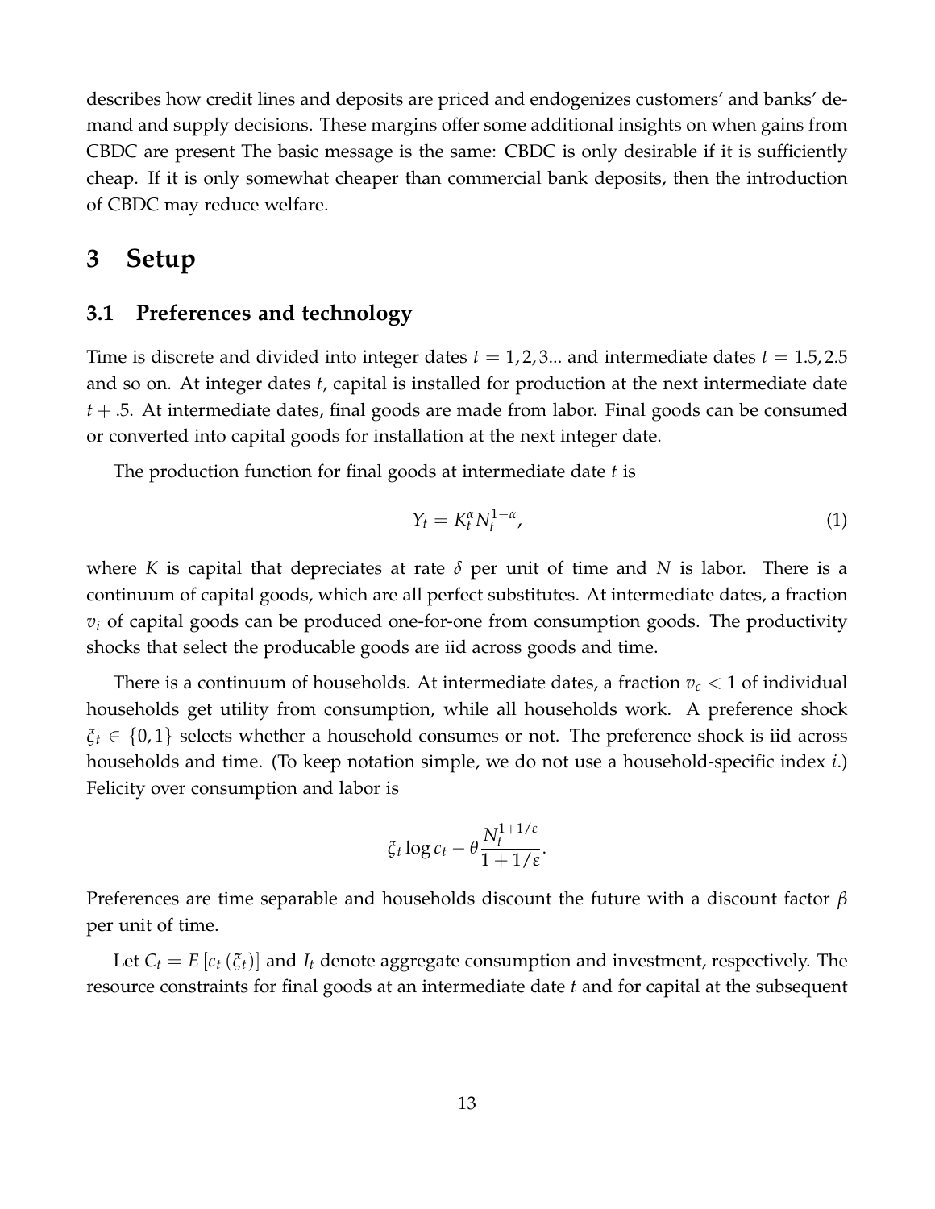describes how credit lines and deposits are priced and endogenizes customers' and banks' demand and supply decisions. These margins offer some additional insights on when gains from CBDC are present The basic message is the same: CBDC is only desirable if it is sufficiently cheap. If it is only somewhat cheaper than commercial bank deposits, then the introduction of CBDC may reduce welfare.

# 3 Setup

## 3.1 Preferences and technology

Time is discrete and divided into integer dates $t = 1, 2, 3...$ and intermediate dates $t = 1.5, 2.5$ and so on. At integer dates $t$, capital is installed for production at the next intermediate date $t + .5$. At intermediate dates, final goods are made from labor. Final goods can be consumed or converted into capital goods for installation at the next integer date.

The production function for final goods at intermediate date $t$ is

$$Y_t = K_t^{\alpha} N_t^{1-\alpha}, \tag{1}$$

where $K$ is capital that depreciates at rate $\delta$ per unit of time and $N$ is labor. There is a continuum of capital goods, which are all perfect substitutes. At intermediate dates, a fraction $v_i$ of capital goods can be produced one-for-one from consumption goods. The productivity shocks that select the producable goods are iid across goods and time.

There is a continuum of households. At intermediate dates, a fraction $v_c < 1$ of individual households get utility from consumption, while all households work. A preference shock $\xi_t \in \{0, 1\}$ selects whether a household consumes or not. The preference shock is iid across households and time. (To keep notation simple, we do not use a household-specific index $i$.) Felicity over consumption and labor is

$$\xi_t \log c_t - \theta \frac{N_t^{1+1/\varepsilon}}{1 + 1/\varepsilon}.$$

Preferences are time separable and households discount the future with a discount factor $\beta$ per unit of time.

Let $C_t = E\left[c_t\left(\xi_t\right)\right]$ and $I_t$ denote aggregate consumption and investment, respectively. The resource constraints for final goods at an intermediate date $t$ and for capital at the subsequent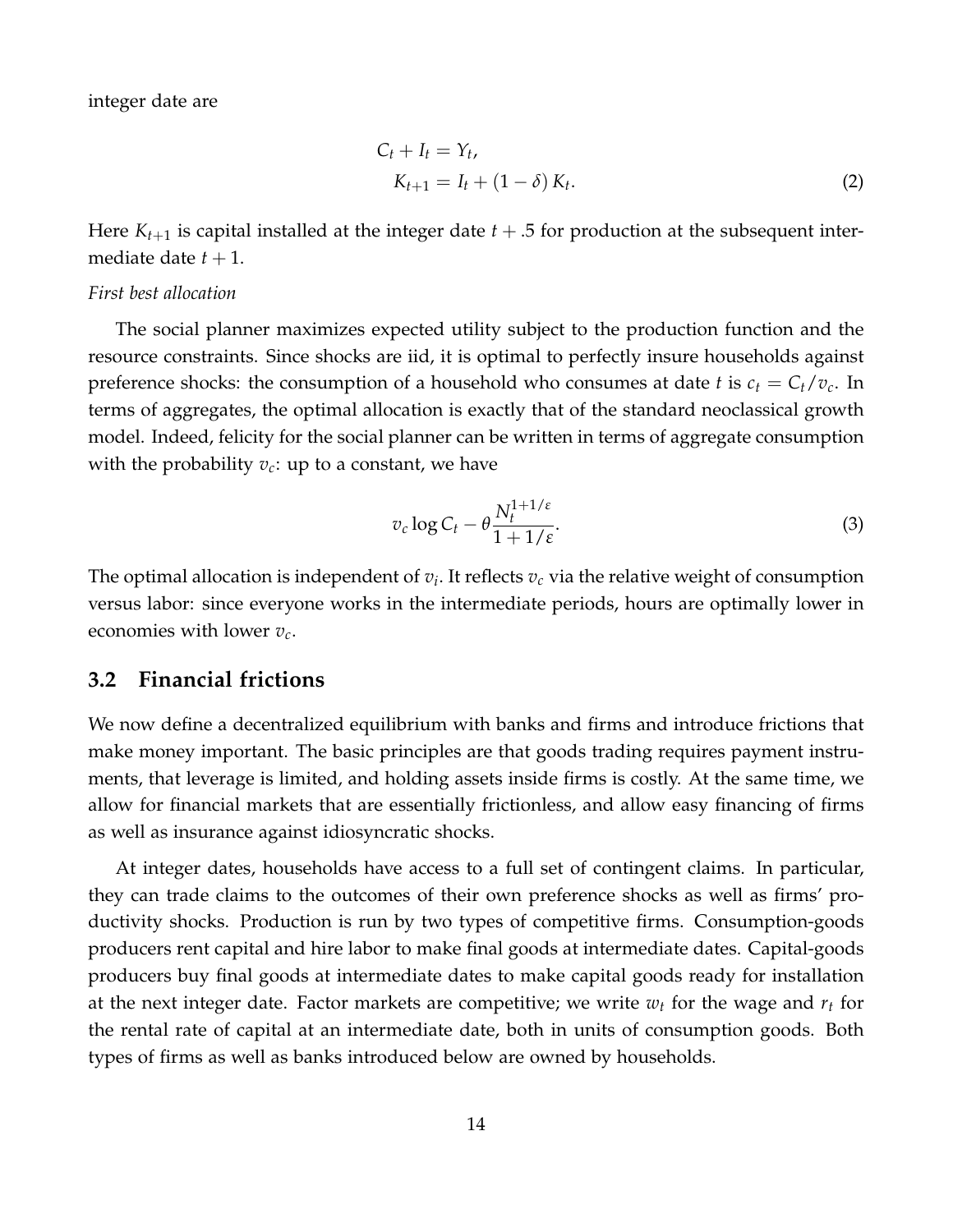integer date are

$$
\begin{aligned}
C_t + I_t &= Y_t, \\
K_{t+1} &= I_t + (1-\delta) K_t.
\end{aligned}
\tag{2}
$$

Here $K_{t+1}$ is capital installed at the integer date $t + .5$ for production at the subsequent intermediate date $t + 1$.

*First best allocation*

The social planner maximizes expected utility subject to the production function and the resource constraints. Since shocks are iid, it is optimal to perfectly insure households against preference shocks: the consumption of a household who consumes at date $t$ is $c_t = C_t / v_c$. In terms of aggregates, the optimal allocation is exactly that of the standard neoclassical growth model. Indeed, felicity for the social planner can be written in terms of aggregate consumption with the probability $v_c$: up to a constant, we have

$$
v_c \log C_t - \theta \frac{N_t^{1+1/\varepsilon}}{1+1/\varepsilon}. \tag{3}
$$

The optimal allocation is independent of $v_i$. It reflects $v_c$ via the relative weight of consumption versus labor: since everyone works in the intermediate periods, hours are optimally lower in economies with lower $v_c$.

## 3.2 Financial frictions

We now define a decentralized equilibrium with banks and firms and introduce frictions that make money important. The basic principles are that goods trading requires payment instruments, that leverage is limited, and holding assets inside firms is costly. At the same time, we allow for financial markets that are essentially frictionless, and allow easy financing of firms as well as insurance against idiosyncratic shocks.

At integer dates, households have access to a full set of contingent claims. In particular, they can trade claims to the outcomes of their own preference shocks as well as firms' productivity shocks. Production is run by two types of competitive firms. Consumption-goods producers rent capital and hire labor to make final goods at intermediate dates. Capital-goods producers buy final goods at intermediate dates to make capital goods ready for installation at the next integer date. Factor markets are competitive; we write $w_t$ for the wage and $r_t$ for the rental rate of capital at an intermediate date, both in units of consumption goods. Both types of firms as well as banks introduced below are owned by households.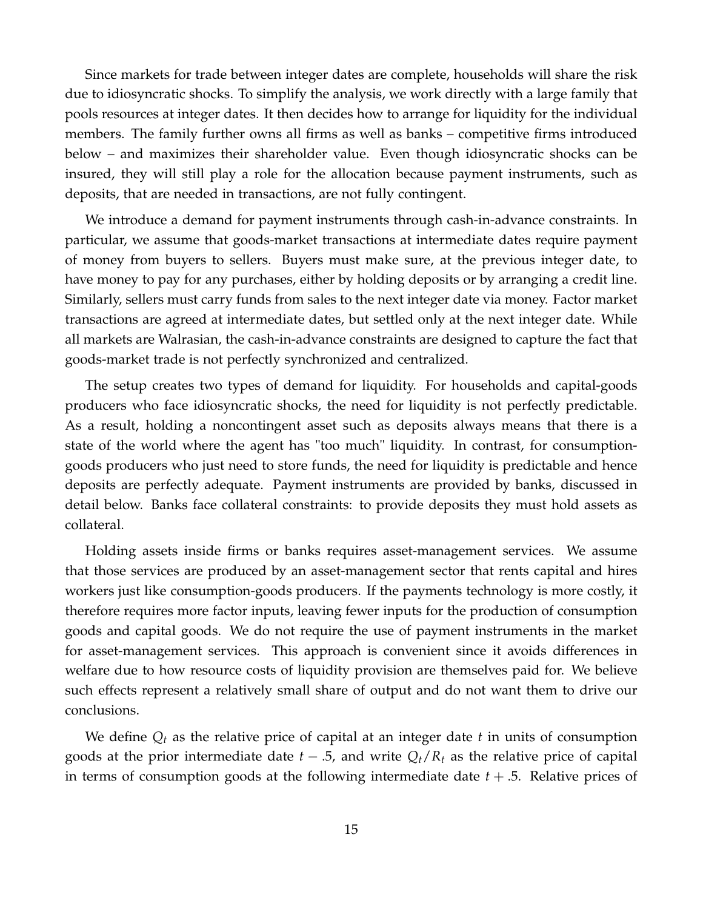Since markets for trade between integer dates are complete, households will share the risk due to idiosyncratic shocks. To simplify the analysis, we work directly with a large family that pools resources at integer dates. It then decides how to arrange for liquidity for the individual members. The family further owns all firms as well as banks – competitive firms introduced below – and maximizes their shareholder value. Even though idiosyncratic shocks can be insured, they will still play a role for the allocation because payment instruments, such as deposits, that are needed in transactions, are not fully contingent.

We introduce a demand for payment instruments through cash-in-advance constraints. In particular, we assume that goods-market transactions at intermediate dates require payment of money from buyers to sellers. Buyers must make sure, at the previous integer date, to have money to pay for any purchases, either by holding deposits or by arranging a credit line. Similarly, sellers must carry funds from sales to the next integer date via money. Factor market transactions are agreed at intermediate dates, but settled only at the next integer date. While all markets are Walrasian, the cash-in-advance constraints are designed to capture the fact that goods-market trade is not perfectly synchronized and centralized.

The setup creates two types of demand for liquidity. For households and capital-goods producers who face idiosyncratic shocks, the need for liquidity is not perfectly predictable. As a result, holding a noncontingent asset such as deposits always means that there is a state of the world where the agent has "too much" liquidity. In contrast, for consumption-goods producers who just need to store funds, the need for liquidity is predictable and hence deposits are perfectly adequate. Payment instruments are provided by banks, discussed in detail below. Banks face collateral constraints: to provide deposits they must hold assets as collateral.

Holding assets inside firms or banks requires asset-management services. We assume that those services are produced by an asset-management sector that rents capital and hires workers just like consumption-goods producers. If the payments technology is more costly, it therefore requires more factor inputs, leaving fewer inputs for the production of consumption goods and capital goods. We do not require the use of payment instruments in the market for asset-management services. This approach is convenient since it avoids differences in welfare due to how resource costs of liquidity provision are themselves paid for. We believe such effects represent a relatively small share of output and do not want them to drive our conclusions.

We define $Q_t$ as the relative price of capital at an integer date $t$ in units of consumption goods at the prior intermediate date $t - .5$, and write $Q_t / R_t$ as the relative price of capital in terms of consumption goods at the following intermediate date $t + .5$. Relative prices of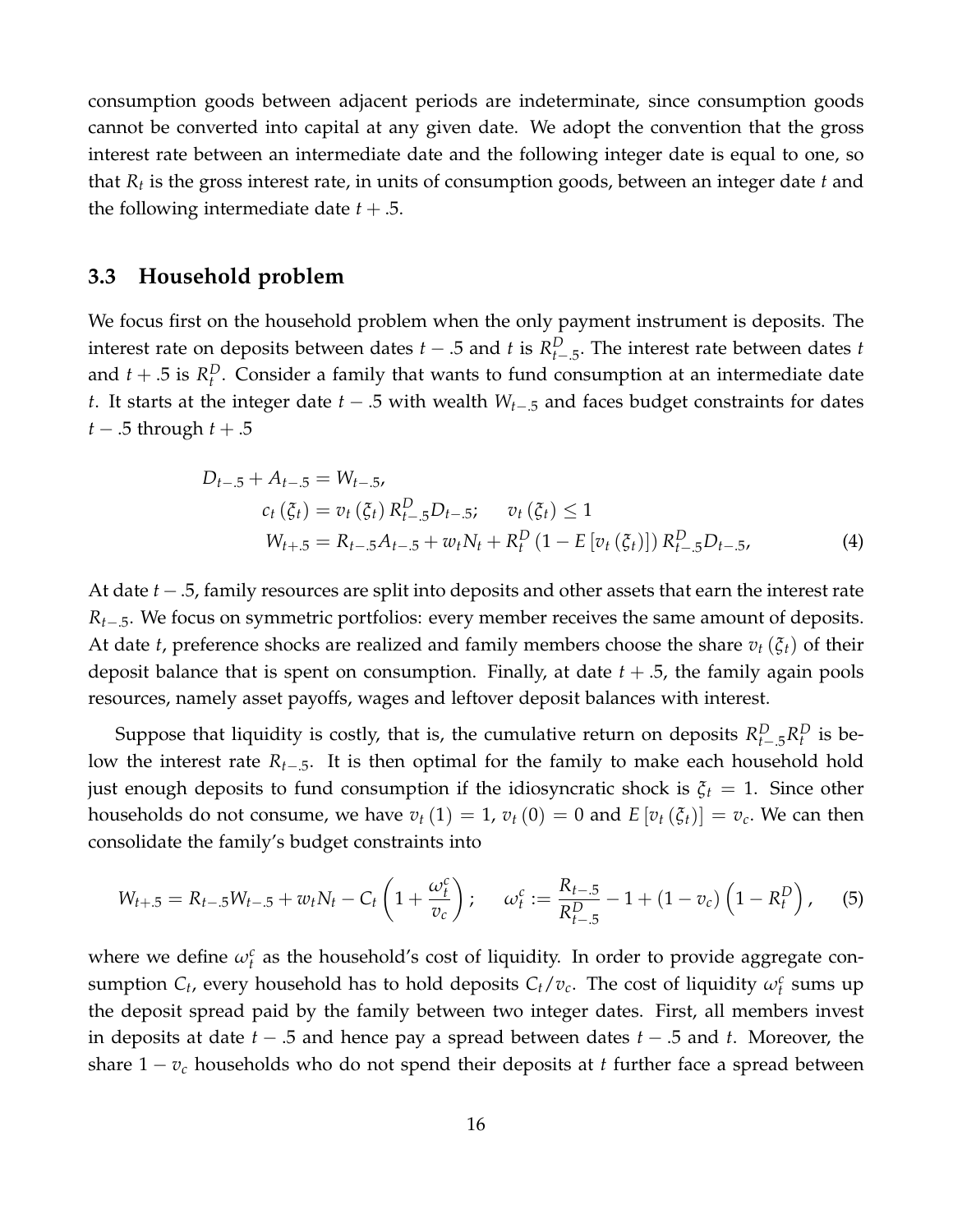consumption goods between adjacent periods are indeterminate, since consumption goods cannot be converted into capital at any given date. We adopt the convention that the gross interest rate between an intermediate date and the following integer date is equal to one, so that $R_t$ is the gross interest rate, in units of consumption goods, between an integer date $t$ and the following intermediate date $t + .5$.

### 3.3 Household problem

We focus first on the household problem when the only payment instrument is deposits. The interest rate on deposits between dates $t - .5$ and $t$ is $R^D_{t-.5}$. The interest rate between dates $t$ and $t + .5$ is $R^D_t$. Consider a family that wants to fund consumption at an intermediate date $t$. It starts at the integer date $t - .5$ with wealth $W_{t-.5}$ and faces budget constraints for dates $t - .5$ through $t + .5$

$$
\begin{aligned}
D_{t-.5} + A_{t-.5} &= W_{t-.5}, \\
c_t(\xi_t) &= v_t(\xi_t) R^D_{t-.5} D_{t-.5}; \qquad v_t(\xi_t) \leq 1 \\
W_{t+.5} &= R_{t-.5} A_{t-.5} + w_t N_t + R^D_t \left(1 - E\left[v_t(\xi_t)\right]\right) R^D_{t-.5} D_{t-.5},
\end{aligned}
\tag{4}
$$

At date $t - .5$, family resources are split into deposits and other assets that earn the interest rate $R_{t-.5}$. We focus on symmetric portfolios: every member receives the same amount of deposits. At date $t$, preference shocks are realized and family members choose the share $v_t(\xi_t)$ of their deposit balance that is spent on consumption. Finally, at date $t + .5$, the family again pools resources, namely asset payoffs, wages and leftover deposit balances with interest.

Suppose that liquidity is costly, that is, the cumulative return on deposits $R^D_{t-.5} R^D_t$ is below the interest rate $R_{t-.5}$. It is then optimal for the family to make each household hold just enough deposits to fund consumption if the idiosyncratic shock is $\xi_t = 1$. Since other households do not consume, we have $v_t(1) = 1$, $v_t(0) = 0$ and $E[v_t(\xi_t)] = v_c$. We can then consolidate the family's budget constraints into

$$
W_{t+.5} = R_{t-.5} W_{t-.5} + w_t N_t - C_t \left(1 + \frac{\omega^c_t}{v_c}\right); \qquad \omega^c_t := \frac{R_{t-.5}}{R^D_{t-.5}} - 1 + (1 - v_c)\left(1 - R^D_t\right), \tag{5}
$$

where we define $\omega^c_t$ as the household's cost of liquidity. In order to provide aggregate consumption $C_t$, every household has to hold deposits $C_t / v_c$. The cost of liquidity $\omega^c_t$ sums up the deposit spread paid by the family between two integer dates. First, all members invest in deposits at date $t - .5$ and hence pay a spread between dates $t - .5$ and $t$. Moreover, the share $1 - v_c$ households who do not spend their deposits at $t$ further face a spread between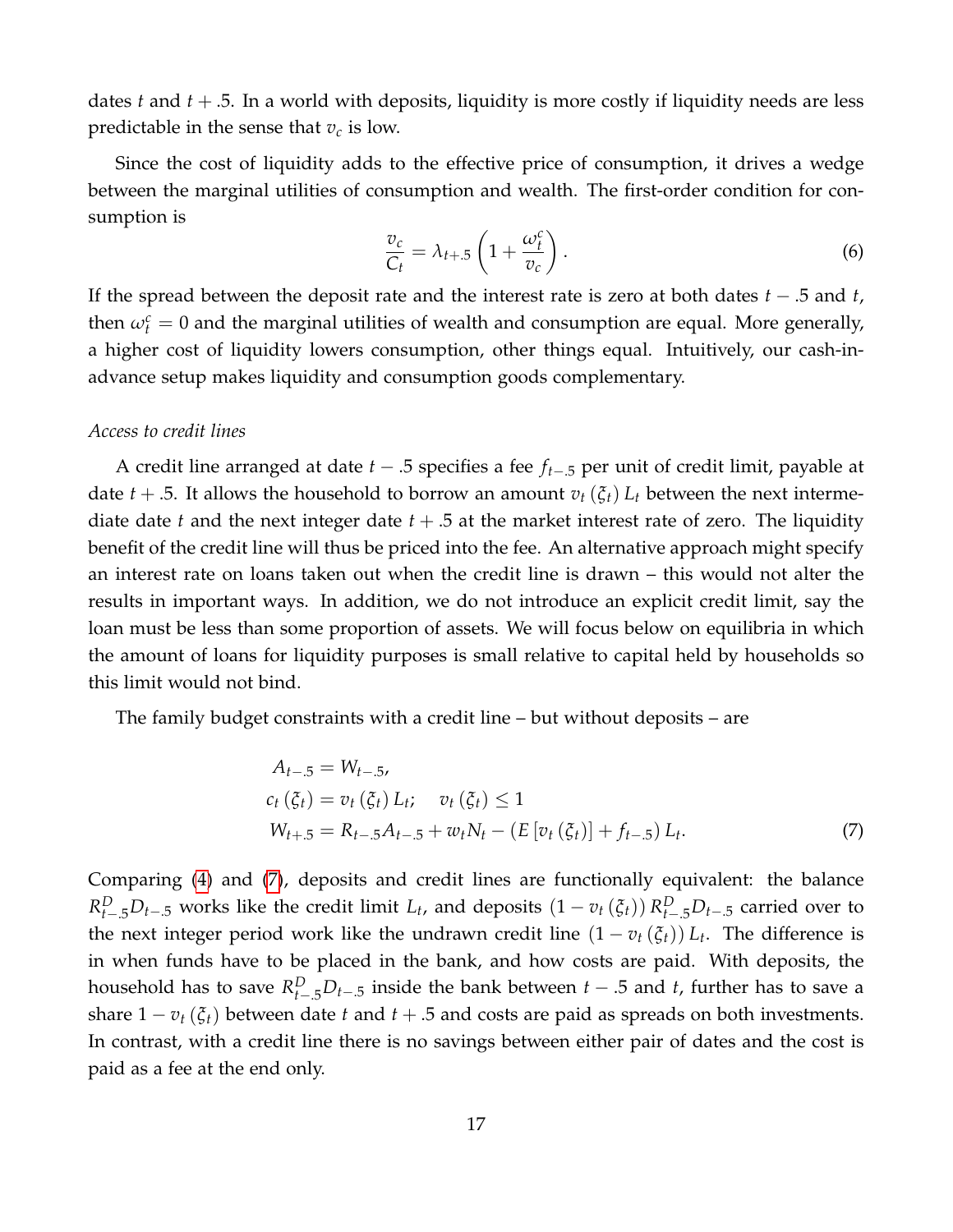dates $t$ and $t + .5$. In a world with deposits, liquidity is more costly if liquidity needs are less predictable in the sense that $v_c$ is low.

Since the cost of liquidity adds to the effective price of consumption, it drives a wedge between the marginal utilities of consumption and wealth. The first-order condition for consumption is

$$\frac{v_c}{C_t} = \lambda_{t+.5}\left(1 + \frac{\omega_t^c}{v_c}\right). \tag{6}$$

If the spread between the deposit rate and the interest rate is zero at both dates $t - .5$ and $t$, then $\omega_t^c = 0$ and the marginal utilities of wealth and consumption are equal. More generally, a higher cost of liquidity lowers consumption, other things equal. Intuitively, our cash-in-advance setup makes liquidity and consumption goods complementary.

*Access to credit lines*

A credit line arranged at date $t - .5$ specifies a fee $f_{t-.5}$ per unit of credit limit, payable at date $t + .5$. It allows the household to borrow an amount $v_t(\xi_t) L_t$ between the next intermediate date $t$ and the next integer date $t + .5$ at the market interest rate of zero. The liquidity benefit of the credit line will thus be priced into the fee. An alternative approach might specify an interest rate on loans taken out when the credit line is drawn – this would not alter the results in important ways. In addition, we do not introduce an explicit credit limit, say the loan must be less than some proportion of assets. We will focus below on equilibria in which the amount of loans for liquidity purposes is small relative to capital held by households so this limit would not bind.

The family budget constraints with a credit line – but without deposits – are

$$\begin{aligned}
A_{t-.5} &= W_{t-.5}, \\
c_t(\xi_t) &= v_t(\xi_t) L_t; \quad v_t(\xi_t) \leq 1 \\
W_{t+.5} &= R_{t-.5} A_{t-.5} + w_t N_t - \left(E\left[v_t(\xi_t)\right] + f_{t-.5}\right) L_t.
\end{aligned} \tag{7}$$

Comparing (4) and (7), deposits and credit lines are functionally equivalent: the balance $R^D_{t-.5} D_{t-.5}$ works like the credit limit $L_t$, and deposits $(1 - v_t(\xi_t)) R^D_{t-.5} D_{t-.5}$ carried over to the next integer period work like the undrawn credit line $(1 - v_t(\xi_t)) L_t$. The difference is in when funds have to be placed in the bank, and how costs are paid. With deposits, the household has to save $R^D_{t-.5} D_{t-.5}$ inside the bank between $t - .5$ and $t$, further has to save a share $1 - v_t(\xi_t)$ between date $t$ and $t + .5$ and costs are paid as spreads on both investments. In contrast, with a credit line there is no savings between either pair of dates and the cost is paid as a fee at the end only.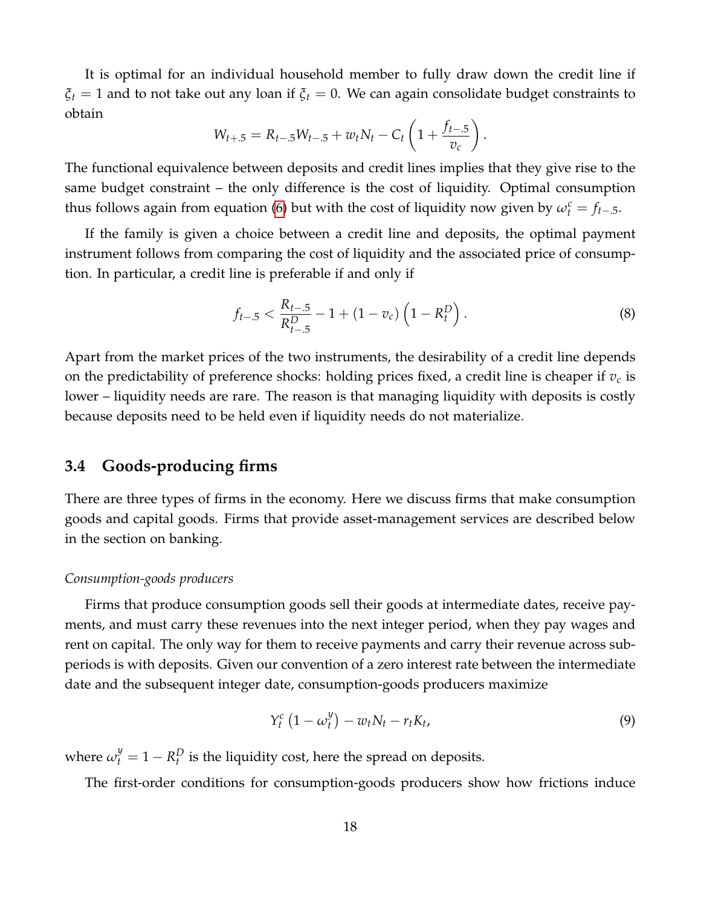It is optimal for an individual household member to fully draw down the credit line if $\xi_t = 1$ and to not take out any loan if $\xi_t = 0$. We can again consolidate budget constraints to obtain

$$W_{t+.5} = R_{t-.5} W_{t-.5} + w_t N_t - C_t \left(1 + \frac{f_{t-.5}}{v_c}\right).$$

The functional equivalence between deposits and credit lines implies that they give rise to the same budget constraint – the only difference is the cost of liquidity. Optimal consumption thus follows again from equation (6) but with the cost of liquidity now given by $\omega_t^c = f_{t-.5}$.

If the family is given a choice between a credit line and deposits, the optimal payment instrument follows from comparing the cost of liquidity and the associated price of consumption. In particular, a credit line is preferable if and only if

$$f_{t-.5} < \frac{R_{t-.5}}{R_{t-.5}^D} - 1 + (1 - v_c)\left(1 - R_t^D\right). \tag{8}$$

Apart from the market prices of the two instruments, the desirability of a credit line depends on the predictability of preference shocks: holding prices fixed, a credit line is cheaper if $v_c$ is lower – liquidity needs are rare. The reason is that managing liquidity with deposits is costly because deposits need to be held even if liquidity needs do not materialize.

## 3.4 Goods-producing firms

There are three types of firms in the economy. Here we discuss firms that make consumption goods and capital goods. Firms that provide asset-management services are described below in the section on banking.

*Consumption-goods producers*

Firms that produce consumption goods sell their goods at intermediate dates, receive payments, and must carry these revenues into the next integer period, when they pay wages and rent on capital. The only way for them to receive payments and carry their revenue across subperiods is with deposits. Given our convention of a zero interest rate between the intermediate date and the subsequent integer date, consumption-goods producers maximize

$$Y_t^c \left(1 - \omega_t^y\right) - w_t N_t - r_t K_t, \tag{9}$$

where $\omega_t^y = 1 - R_t^D$ is the liquidity cost, here the spread on deposits.

The first-order conditions for consumption-goods producers show how frictions induce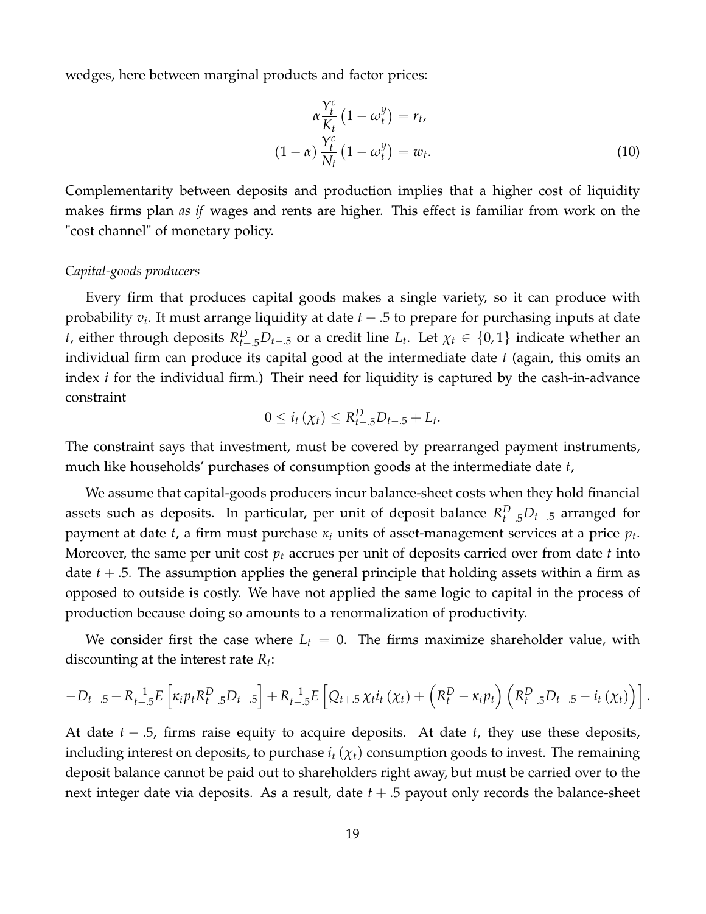wedges, here between marginal products and factor prices:

$$\alpha \frac{Y_t^c}{K_t}\left(1-\omega_t^y\right) = r_t,$$
$$(1-\alpha)\frac{Y_t^c}{N_t}\left(1-\omega_t^y\right) = w_t. \tag{10}$$

Complementarity between deposits and production implies that a higher cost of liquidity makes firms plan *as if* wages and rents are higher. This effect is familiar from work on the "cost channel" of monetary policy.

*Capital-goods producers*

Every firm that produces capital goods makes a single variety, so it can produce with probability $v_i$. It must arrange liquidity at date $t - .5$ to prepare for purchasing inputs at date $t$, either through deposits $R_{t-.5}^D D_{t-.5}$ or a credit line $L_t$. Let $\chi_t \in \{0,1\}$ indicate whether an individual firm can produce its capital good at the intermediate date $t$ (again, this omits an index $i$ for the individual firm.) Their need for liquidity is captured by the cash-in-advance constraint

$$0 \leq i_t\left(\chi_t\right) \leq R_{t-.5}^D D_{t-.5} + L_t.$$

The constraint says that investment, must be covered by prearranged payment instruments, much like households' purchases of consumption goods at the intermediate date $t$,

We assume that capital-goods producers incur balance-sheet costs when they hold financial assets such as deposits. In particular, per unit of deposit balance $R_{t-.5}^D D_{t-.5}$ arranged for payment at date $t$, a firm must purchase $\kappa_i$ units of asset-management services at a price $p_t$. Moreover, the same per unit cost $p_t$ accrues per unit of deposits carried over from date $t$ into date $t + .5$. The assumption applies the general principle that holding assets within a firm as opposed to outside is costly. We have not applied the same logic to capital in the process of production because doing so amounts to a renormalization of productivity.

We consider first the case where $L_t = 0$. The firms maximize shareholder value, with discounting at the interest rate $R_t$:

$$-D_{t-.5} - R_{t-.5}^{-1} E\left[\kappa_i p_t R_{t-.5}^D D_{t-.5}\right] + R_{t-.5}^{-1} E\left[Q_{t+.5}\,\chi_t i_t\left(\chi_t\right) + \left(R_t^D - \kappa_i p_t\right)\left(R_{t-.5}^D D_{t-.5} - i_t\left(\chi_t\right)\right)\right].$$

At date $t - .5$, firms raise equity to acquire deposits. At date $t$, they use these deposits, including interest on deposits, to purchase $i_t\left(\chi_t\right)$ consumption goods to invest. The remaining deposit balance cannot be paid out to shareholders right away, but must be carried over to the next integer date via deposits. As a result, date $t + .5$ payout only records the balance-sheet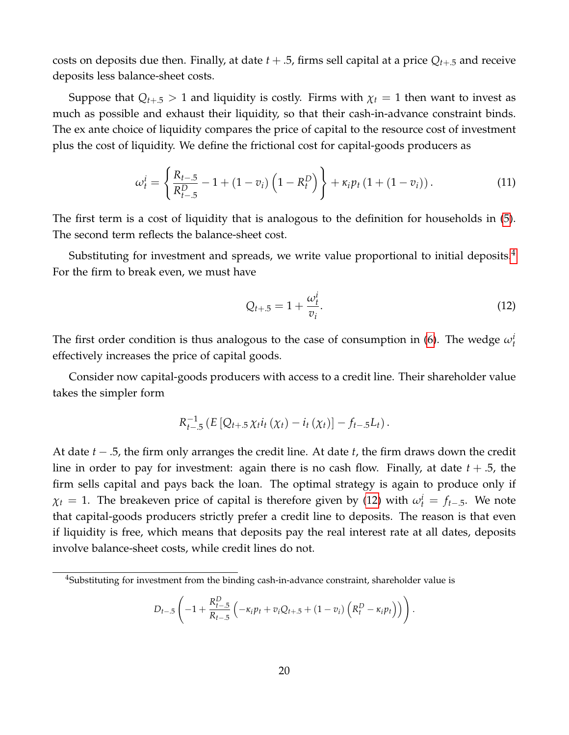costs on deposits due then. Finally, at date $t+.5$, firms sell capital at a price $Q_{t+.5}$ and receive deposits less balance-sheet costs.

Suppose that $Q_{t+.5} > 1$ and liquidity is costly. Firms with $\chi_t = 1$ then want to invest as much as possible and exhaust their liquidity, so that their cash-in-advance constraint binds. The ex ante choice of liquidity compares the price of capital to the resource cost of investment plus the cost of liquidity. We define the frictional cost for capital-goods producers as

$$\omega_t^i = \left\{ \frac{R_{t-.5}}{R_{t-.5}^D} - 1 + (1 - v_i)\left(1 - R_t^D\right) \right\} + \kappa_i p_t \left(1 + (1 - v_i)\right). \tag{11}$$

The first term is a cost of liquidity that is analogous to the definition for households in (5). The second term reflects the balance-sheet cost.

Substituting for investment and spreads, we write value proportional to initial deposits.[4] For the firm to break even, we must have

$$Q_{t+.5} = 1 + \frac{\omega_t^i}{v_i}. \tag{12}$$

The first order condition is thus analogous to the case of consumption in (6). The wedge $\omega_t^i$ effectively increases the price of capital goods.

Consider now capital-goods producers with access to a credit line. Their shareholder value takes the simpler form

$$R_{t-.5}^{-1}\left(E\left[Q_{t+.5}\chi_t i_t(\chi_t) - i_t(\chi_t)\right] - f_{t-.5}L_t\right).$$

At date $t-.5$, the firm only arranges the credit line. At date $t$, the firm draws down the credit line in order to pay for investment: again there is no cash flow. Finally, at date $t+.5$, the firm sells capital and pays back the loan. The optimal strategy is again to produce only if $\chi_t = 1$. The breakeven price of capital is therefore given by (12) with $\omega_t^i = f_{t-.5}$. We note that capital-goods producers strictly prefer a credit line to deposits. The reason is that even if liquidity is free, which means that deposits pay the real interest rate at all dates, deposits involve balance-sheet costs, while credit lines do not.

---

[4] Substituting for investment from the binding cash-in-advance constraint, shareholder value is

$$D_{t-.5}\left(-1 + \frac{R_{t-.5}^D}{R_{t-.5}}\left(-\kappa_i p_t + v_i Q_{t+.5} + (1 - v_i)\left(R_t^D - \kappa_i p_t\right)\right)\right).$$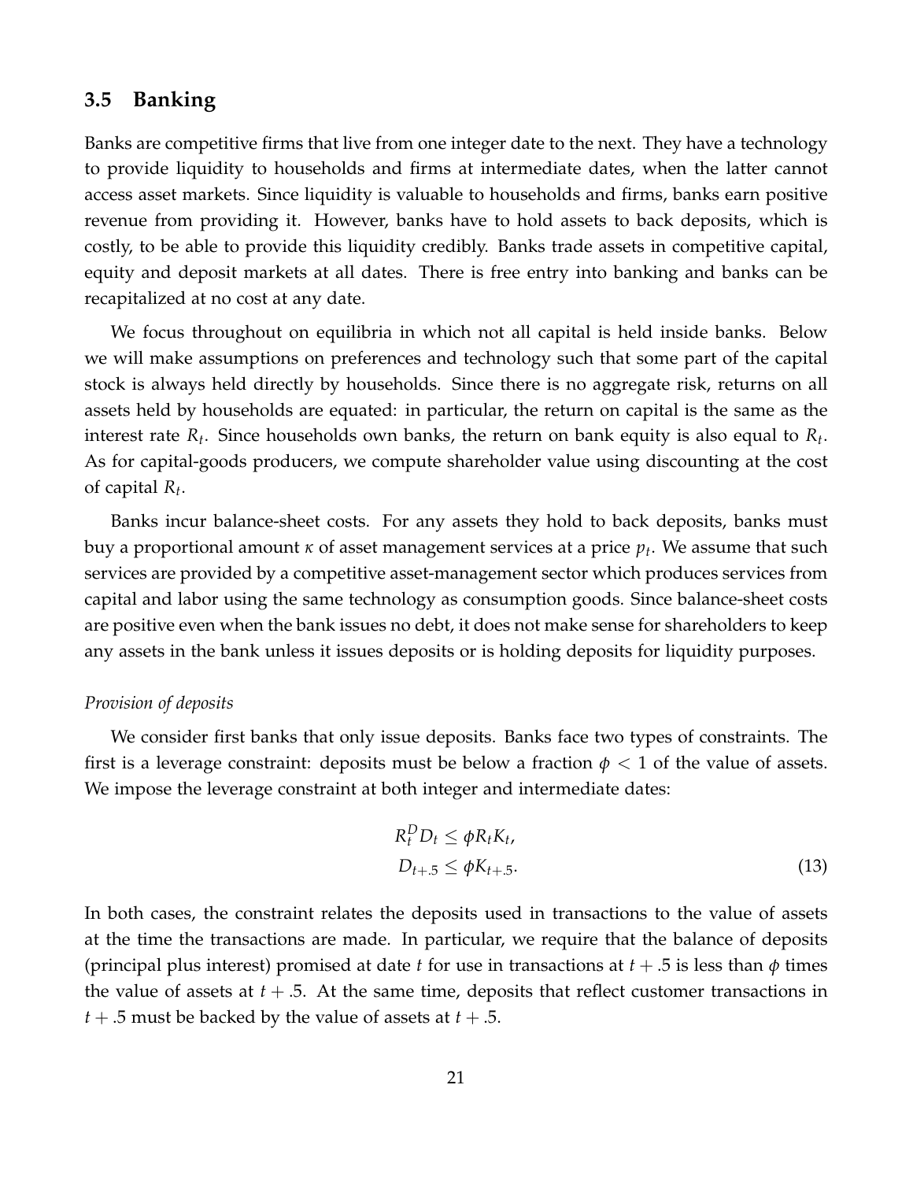### 3.5 Banking

Banks are competitive firms that live from one integer date to the next. They have a technology to provide liquidity to households and firms at intermediate dates, when the latter cannot access asset markets. Since liquidity is valuable to households and firms, banks earn positive revenue from providing it. However, banks have to hold assets to back deposits, which is costly, to be able to provide this liquidity credibly. Banks trade assets in competitive capital, equity and deposit markets at all dates. There is free entry into banking and banks can be recapitalized at no cost at any date.

We focus throughout on equilibria in which not all capital is held inside banks. Below we will make assumptions on preferences and technology such that some part of the capital stock is always held directly by households. Since there is no aggregate risk, returns on all assets held by households are equated: in particular, the return on capital is the same as the interest rate $R_t$. Since households own banks, the return on bank equity is also equal to $R_t$. As for capital-goods producers, we compute shareholder value using discounting at the cost of capital $R_t$.

Banks incur balance-sheet costs. For any assets they hold to back deposits, banks must buy a proportional amount $\kappa$ of asset management services at a price $p_t$. We assume that such services are provided by a competitive asset-management sector which produces services from capital and labor using the same technology as consumption goods. Since balance-sheet costs are positive even when the bank issues no debt, it does not make sense for shareholders to keep any assets in the bank unless it issues deposits or is holding deposits for liquidity purposes.

*Provision of deposits*

We consider first banks that only issue deposits. Banks face two types of constraints. The first is a leverage constraint: deposits must be below a fraction $\phi < 1$ of the value of assets. We impose the leverage constraint at both integer and intermediate dates:

$$
\begin{aligned}
R_t^D D_t &\leq \phi R_t K_t, \\
D_{t+.5} &\leq \phi K_{t+.5}.
\end{aligned}
\tag{13}
$$

In both cases, the constraint relates the deposits used in transactions to the value of assets at the time the transactions are made. In particular, we require that the balance of deposits (principal plus interest) promised at date $t$ for use in transactions at $t + .5$ is less than $\phi$ times the value of assets at $t + .5$. At the same time, deposits that reflect customer transactions in $t + .5$ must be backed by the value of assets at $t + .5$.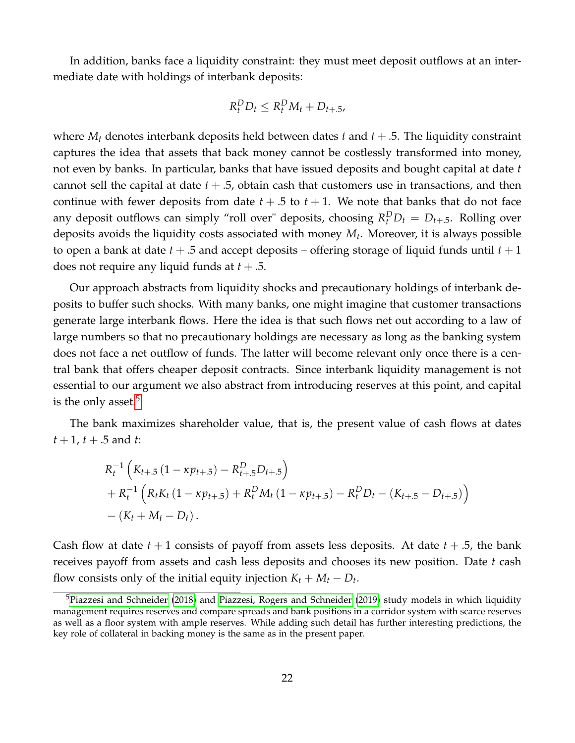In addition, banks face a liquidity constraint: they must meet deposit outflows at an intermediate date with holdings of interbank deposits:

$$R_t^D D_t \leq R_t^D M_t + D_{t+.5},$$

where $M_t$ denotes interbank deposits held between dates $t$ and $t + .5$. The liquidity constraint captures the idea that assets that back money cannot be costlessly transformed into money, not even by banks. In particular, banks that have issued deposits and bought capital at date $t$ cannot sell the capital at date $t + .5$, obtain cash that customers use in transactions, and then continue with fewer deposits from date $t + .5$ to $t + 1$. We note that banks that do not face any deposit outflows can simply "roll over" deposits, choosing $R_t^D D_t = D_{t+.5}$. Rolling over deposits avoids the liquidity costs associated with money $M_t$. Moreover, it is always possible to open a bank at date $t + .5$ and accept deposits – offering storage of liquid funds until $t + 1$ does not require any liquid funds at $t + .5$.

Our approach abstracts from liquidity shocks and precautionary holdings of interbank deposits to buffer such shocks. With many banks, one might imagine that customer transactions generate large interbank flows. Here the idea is that such flows net out according to a law of large numbers so that no precautionary holdings are necessary as long as the banking system does not face a net outflow of funds. The latter will become relevant only once there is a central bank that offers cheaper deposit contracts. Since interbank liquidity management is not essential to our argument we also abstract from introducing reserves at this point, and capital is the only asset.[5]

The bank maximizes shareholder value, that is, the present value of cash flows at dates $t + 1$, $t + .5$ and $t$:

$$\begin{aligned}
&R_t^{-1}\left(K_{t+.5}\left(1 - \kappa p_{t+.5}\right) - R_{t+.5}^D D_{t+.5}\right) \\
&+ R_t^{-1}\left(R_t K_t\left(1 - \kappa p_{t+.5}\right) + R_t^D M_t\left(1 - \kappa p_{t+.5}\right) - R_t^D D_t - \left(K_{t+.5} - D_{t+.5}\right)\right) \\
&- \left(K_t + M_t - D_t\right).
\end{aligned}$$

Cash flow at date $t + 1$ consists of payoff from assets less deposits. At date $t + .5$, the bank receives payoff from assets and cash less deposits and chooses its new position. Date $t$ cash flow consists only of the initial equity injection $K_t + M_t - D_t$.

[5] Piazzesi and Schneider (2018) and Piazzesi, Rogers and Schneider (2019) study models in which liquidity management requires reserves and compare spreads and bank positions in a corridor system with scarce reserves as well as a floor system with ample reserves. While adding such detail has further interesting predictions, the key role of collateral in backing money is the same as in the present paper.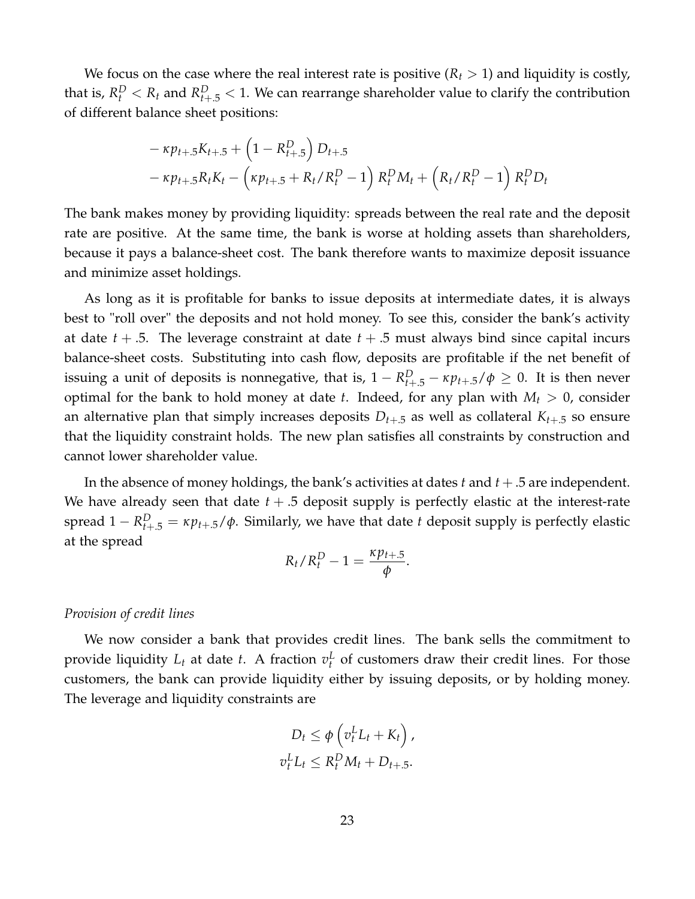We focus on the case where the real interest rate is positive ($R_t > 1$) and liquidity is costly, that is, $R_t^D < R_t$ and $R_{t+.5}^D < 1$. We can rearrange shareholder value to clarify the contribution of different balance sheet positions:

$$
\begin{aligned}
&- \kappa p_{t+.5} K_{t+.5} + \left(1 - R_{t+.5}^D\right) D_{t+.5} \\
&- \kappa p_{t+.5} R_t K_t - \left(\kappa p_{t+.5} + R_t / R_t^D - 1\right) R_t^D M_t + \left(R_t / R_t^D - 1\right) R_t^D D_t
\end{aligned}
$$

The bank makes money by providing liquidity: spreads between the real rate and the deposit rate are positive. At the same time, the bank is worse at holding assets than shareholders, because it pays a balance-sheet cost. The bank therefore wants to maximize deposit issuance and minimize asset holdings.

As long as it is profitable for banks to issue deposits at intermediate dates, it is always best to "roll over" the deposits and not hold money. To see this, consider the bank's activity at date $t + .5$. The leverage constraint at date $t + .5$ must always bind since capital incurs balance-sheet costs. Substituting into cash flow, deposits are profitable if the net benefit of issuing a unit of deposits is nonnegative, that is, $1 - R_{t+.5}^D - \kappa p_{t+.5}/\phi \geq 0$. It is then never optimal for the bank to hold money at date $t$. Indeed, for any plan with $M_t > 0$, consider an alternative plan that simply increases deposits $D_{t+.5}$ as well as collateral $K_{t+.5}$ so ensure that the liquidity constraint holds. The new plan satisfies all constraints by construction and cannot lower shareholder value.

In the absence of money holdings, the bank's activities at dates $t$ and $t + .5$ are independent. We have already seen that date $t + .5$ deposit supply is perfectly elastic at the interest-rate spread $1 - R_{t+.5}^D = \kappa p_{t+.5}/\phi$. Similarly, we have that date $t$ deposit supply is perfectly elastic at the spread

$$
R_t / R_t^D - 1 = \frac{\kappa p_{t+.5}}{\phi}.
$$

*Provision of credit lines*

We now consider a bank that provides credit lines. The bank sells the commitment to provide liquidity $L_t$ at date $t$. A fraction $v_t^L$ of customers draw their credit lines. For those customers, the bank can provide liquidity either by issuing deposits, or by holding money. The leverage and liquidity constraints are

$$
\begin{aligned}
D_t &\leq \phi \left(v_t^L L_t + K_t\right), \\
v_t^L L_t &\leq R_t^D M_t + D_{t+.5}.
\end{aligned}
$$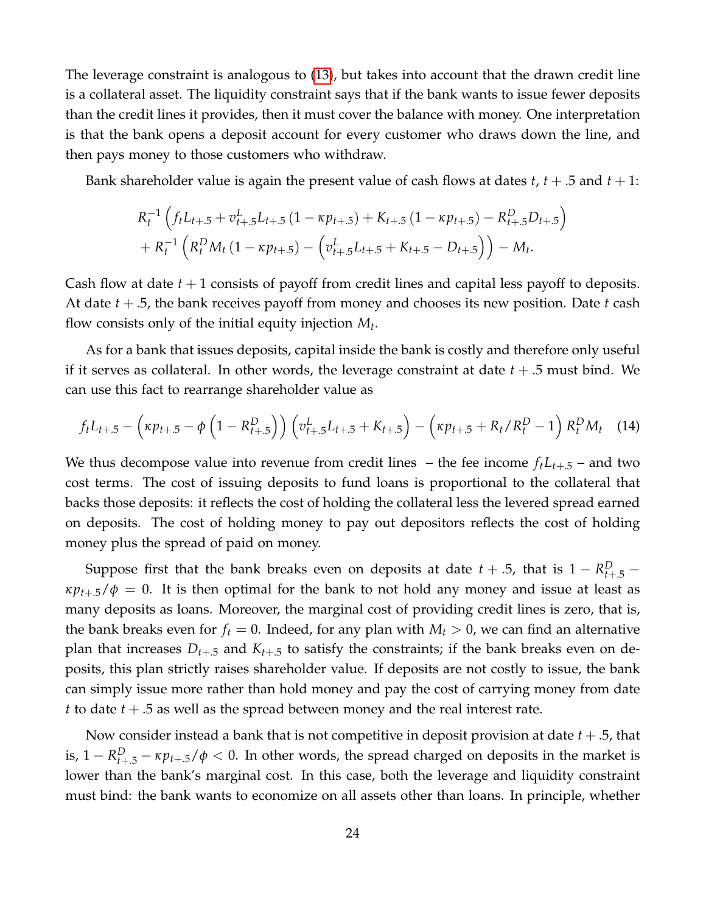The leverage constraint is analogous to (13), but takes into account that the drawn credit line is a collateral asset. The liquidity constraint says that if the bank wants to issue fewer deposits than the credit lines it provides, then it must cover the balance with money. One interpretation is that the bank opens a deposit account for every customer who draws down the line, and then pays money to those customers who withdraw.

Bank shareholder value is again the present value of cash flows at dates $t$, $t + .5$ and $t + 1$:

$$
\begin{aligned}
& R_t^{-1} \left( f_t L_{t+.5} + v_{t+.5}^L L_{t+.5} \left(1 - \kappa p_{t+.5}\right) + K_{t+.5} \left(1 - \kappa p_{t+.5}\right) - R_{t+.5}^D D_{t+.5} \right) \\
& + R_t^{-1} \left( R_t^D M_t \left(1 - \kappa p_{t+.5}\right) - \left( v_{t+.5}^L L_{t+.5} + K_{t+.5} - D_{t+.5} \right) \right) - M_t.
\end{aligned}
$$

Cash flow at date $t+1$ consists of payoff from credit lines and capital less payoff to deposits. At date $t + .5$, the bank receives payoff from money and chooses its new position. Date $t$ cash flow consists only of the initial equity injection $M_t$.

As for a bank that issues deposits, capital inside the bank is costly and therefore only useful if it serves as collateral. In other words, the leverage constraint at date $t + .5$ must bind. We can use this fact to rearrange shareholder value as

$$
f_t L_{t+.5} - \left( \kappa p_{t+.5} - \phi \left(1 - R_{t+.5}^D\right) \right) \left( v_{t+.5}^L L_{t+.5} + K_{t+.5} \right) - \left( \kappa p_{t+.5} + R_t / R_t^D - 1 \right) R_t^D M_t \quad (14)
$$

We thus decompose value into revenue from credit lines – the fee income $f_t L_{t+.5}$ – and two cost terms. The cost of issuing deposits to fund loans is proportional to the collateral that backs those deposits: it reflects the cost of holding the collateral less the levered spread earned on deposits. The cost of holding money to pay out depositors reflects the cost of holding money plus the spread of paid on money.

Suppose first that the bank breaks even on deposits at date $t + .5$, that is $1 - R_{t+.5}^D - \kappa p_{t+.5}/\phi = 0$. It is then optimal for the bank to not hold any money and issue at least as many deposits as loans. Moreover, the marginal cost of providing credit lines is zero, that is, the bank breaks even for $f_t = 0$. Indeed, for any plan with $M_t > 0$, we can find an alternative plan that increases $D_{t+.5}$ and $K_{t+.5}$ to satisfy the constraints; if the bank breaks even on deposits, this plan strictly raises shareholder value. If deposits are not costly to issue, the bank can simply issue more rather than hold money and pay the cost of carrying money from date $t$ to date $t + .5$ as well as the spread between money and the real interest rate.

Now consider instead a bank that is not competitive in deposit provision at date $t + .5$, that is, $1 - R_{t+.5}^D - \kappa p_{t+.5}/\phi < 0$. In other words, the spread charged on deposits in the market is lower than the bank's marginal cost. In this case, both the leverage and liquidity constraint must bind: the bank wants to economize on all assets other than loans. In principle, whether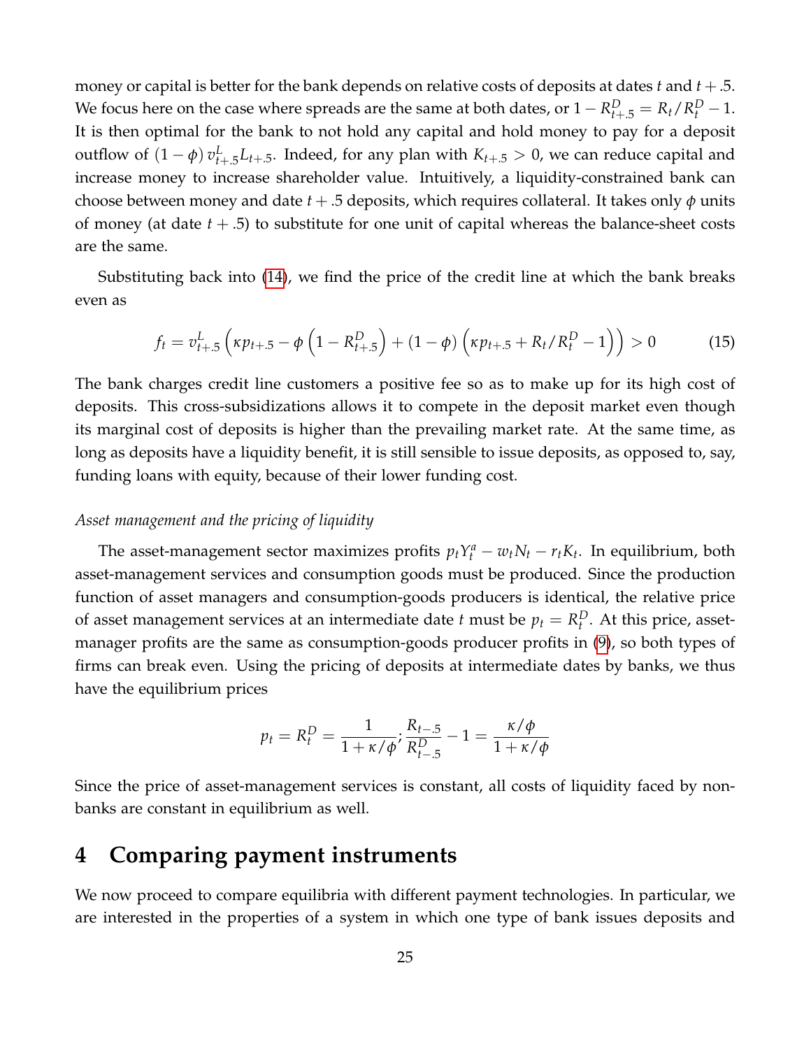money or capital is better for the bank depends on relative costs of deposits at dates $t$ and $t + .5$. We focus here on the case where spreads are the same at both dates, or $1 - R^D_{t+.5} = R_t / R^D_t - 1$. It is then optimal for the bank to not hold any capital and hold money to pay for a deposit outflow of $(1 - \phi)\, v^L_{t+.5} L_{t+.5}$. Indeed, for any plan with $K_{t+.5} > 0$, we can reduce capital and increase money to increase shareholder value. Intuitively, a liquidity-constrained bank can choose between money and date $t + .5$ deposits, which requires collateral. It takes only $\phi$ units of money (at date $t + .5$) to substitute for one unit of capital whereas the balance-sheet costs are the same.

Substituting back into (14), we find the price of the credit line at which the bank breaks even as

$$f_t = v^L_{t+.5} \left( \kappa p_{t+.5} - \phi \left( 1 - R^D_{t+.5} \right) + (1 - \phi) \left( \kappa p_{t+.5} + R_t / R^D_t - 1 \right) \right) > 0 \tag{15}$$

The bank charges credit line customers a positive fee so as to make up for its high cost of deposits. This cross-subsidizations allows it to compete in the deposit market even though its marginal cost of deposits is higher than the prevailing market rate. At the same time, as long as deposits have a liquidity benefit, it is still sensible to issue deposits, as opposed to, say, funding loans with equity, because of their lower funding cost.

*Asset management and the pricing of liquidity*

The asset-management sector maximizes profits $p_t Y^a_t - w_t N_t - r_t K_t$. In equilibrium, both asset-management services and consumption goods must be produced. Since the production function of asset managers and consumption-goods producers is identical, the relative price of asset management services at an intermediate date $t$ must be $p_t = R^D_t$. At this price, asset-manager profits are the same as consumption-goods producer profits in (9), so both types of firms can break even. Using the pricing of deposits at intermediate dates by banks, we thus have the equilibrium prices

$$p_t = R^D_t = \frac{1}{1 + \kappa/\phi}; \frac{R_{t-.5}}{R^D_{t-.5}} - 1 = \frac{\kappa/\phi}{1 + \kappa/\phi}$$

Since the price of asset-management services is constant, all costs of liquidity faced by non-banks are constant in equilibrium as well.

# 4 Comparing payment instruments

We now proceed to compare equilibria with different payment technologies. In particular, we are interested in the properties of a system in which one type of bank issues deposits and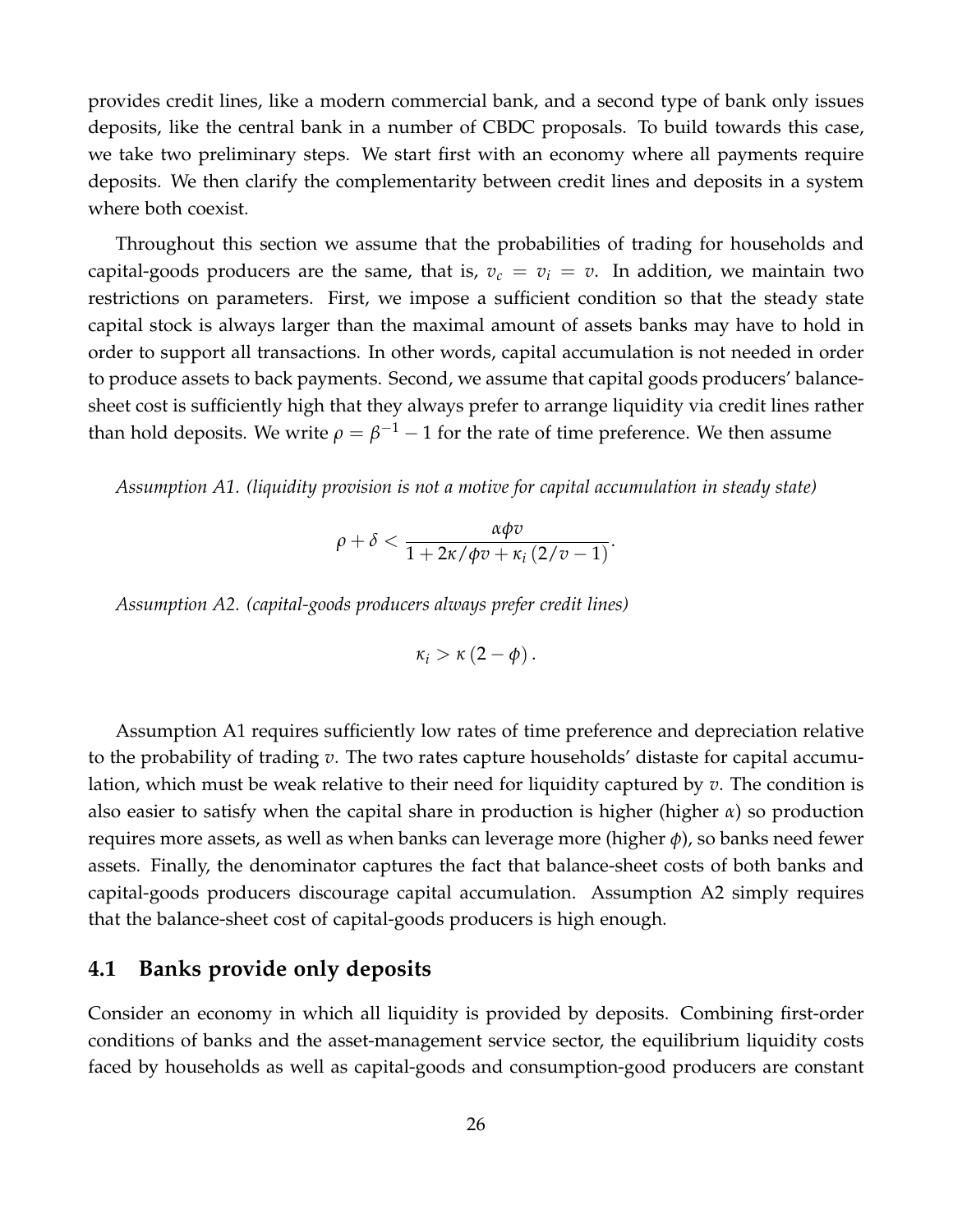provides credit lines, like a modern commercial bank, and a second type of bank only issues deposits, like the central bank in a number of CBDC proposals. To build towards this case, we take two preliminary steps. We start first with an economy where all payments require deposits. We then clarify the complementarity between credit lines and deposits in a system where both coexist.

Throughout this section we assume that the probabilities of trading for households and capital-goods producers are the same, that is, $v_c = v_i = v$. In addition, we maintain two restrictions on parameters. First, we impose a sufficient condition so that the steady state capital stock is always larger than the maximal amount of assets banks may have to hold in order to support all transactions. In other words, capital accumulation is not needed in order to produce assets to back payments. Second, we assume that capital goods producers' balance-sheet cost is sufficiently high that they always prefer to arrange liquidity via credit lines rather than hold deposits. We write $\rho = \beta^{-1} - 1$ for the rate of time preference. We then assume

*Assumption A1. (liquidity provision is not a motive for capital accumulation in steady state)*

$$\rho + \delta < \frac{\alpha \phi v}{1 + 2\kappa/\phi v + \kappa_i \left(2/v - 1\right)}.$$

*Assumption A2. (capital-goods producers always prefer credit lines)*

$$\kappa_i > \kappa \left(2 - \phi\right).$$

Assumption A1 requires sufficiently low rates of time preference and depreciation relative to the probability of trading $v$. The two rates capture households' distaste for capital accumulation, which must be weak relative to their need for liquidity captured by $v$. The condition is also easier to satisfy when the capital share in production is higher (higher $\alpha$) so production requires more assets, as well as when banks can leverage more (higher $\phi$), so banks need fewer assets. Finally, the denominator captures the fact that balance-sheet costs of both banks and capital-goods producers discourage capital accumulation. Assumption A2 simply requires that the balance-sheet cost of capital-goods producers is high enough.

## 4.1 Banks provide only deposits

Consider an economy in which all liquidity is provided by deposits. Combining first-order conditions of banks and the asset-management service sector, the equilibrium liquidity costs faced by households as well as capital-goods and consumption-good producers are constant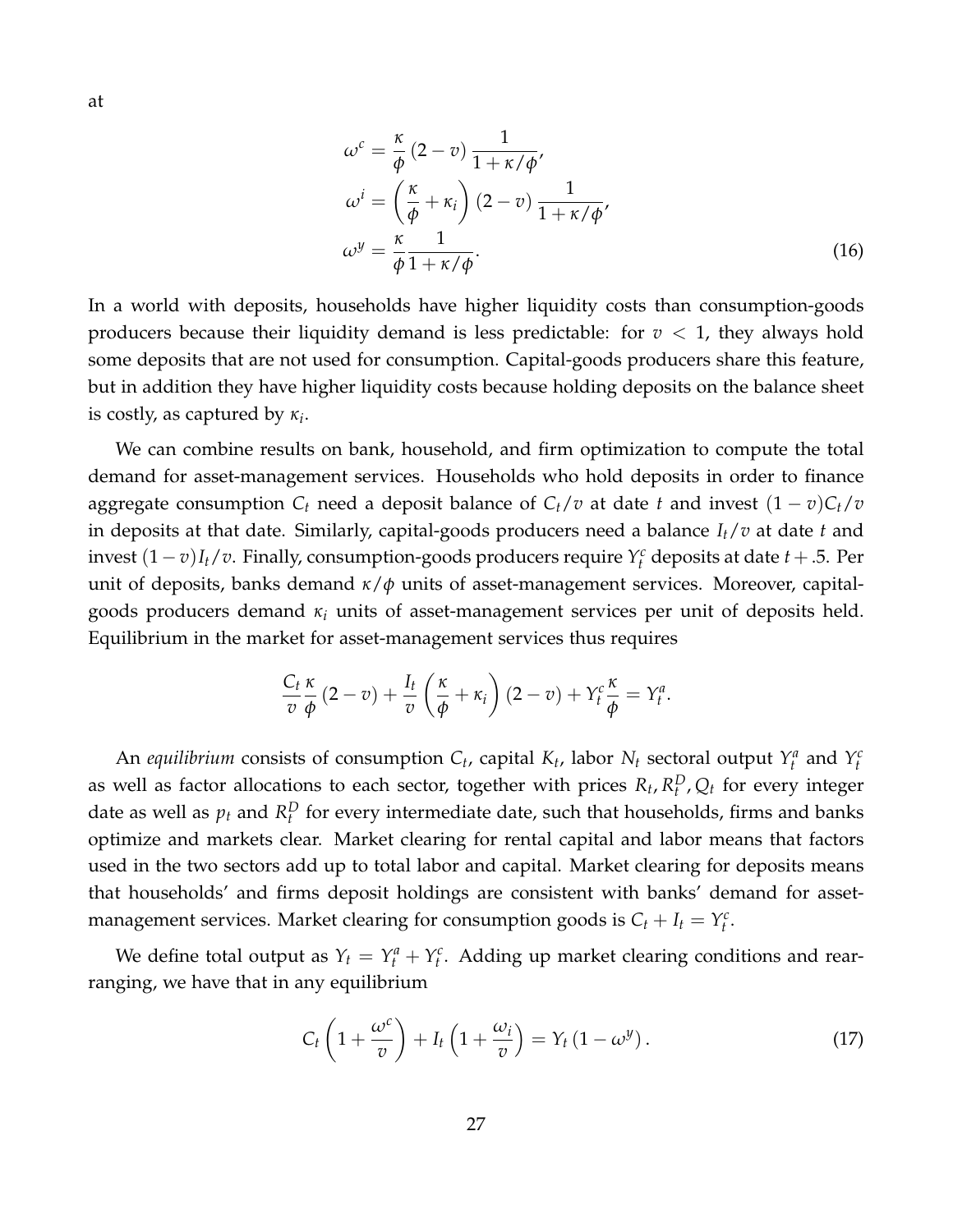at

$$
\begin{aligned}
\omega^c &= \frac{\kappa}{\phi}\left(2-v\right)\frac{1}{1+\kappa/\phi}, \\
\omega^i &= \left(\frac{\kappa}{\phi}+\kappa_i\right)\left(2-v\right)\frac{1}{1+\kappa/\phi}, \\
\omega^y &= \frac{\kappa}{\phi}\frac{1}{1+\kappa/\phi}.
\end{aligned}
\tag{16}
$$

In a world with deposits, households have higher liquidity costs than consumption-goods producers because their liquidity demand is less predictable: for $v < 1$, they always hold some deposits that are not used for consumption. Capital-goods producers share this feature, but in addition they have higher liquidity costs because holding deposits on the balance sheet is costly, as captured by $\kappa_i$.

We can combine results on bank, household, and firm optimization to compute the total demand for asset-management services. Households who hold deposits in order to finance aggregate consumption $C_t$ need a deposit balance of $C_t/v$ at date $t$ and invest $(1-v)C_t/v$ in deposits at that date. Similarly, capital-goods producers need a balance $I_t/v$ at date $t$ and invest $(1-v)I_t/v$. Finally, consumption-goods producers require $Y_t^c$ deposits at date $t+.5$. Per unit of deposits, banks demand $\kappa/\phi$ units of asset-management services. Moreover, capital-goods producers demand $\kappa_i$ units of asset-management services per unit of deposits held. Equilibrium in the market for asset-management services thus requires

$$
\frac{C_t}{v}\frac{\kappa}{\phi}\left(2-v\right)+\frac{I_t}{v}\left(\frac{\kappa}{\phi}+\kappa_i\right)\left(2-v\right)+Y_t^c\frac{\kappa}{\phi}=Y_t^a.
$$

An *equilibrium* consists of consumption $C_t$, capital $K_t$, labor $N_t$ sectoral output $Y_t^a$ and $Y_t^c$ as well as factor allocations to each sector, together with prices $R_t, R_t^D, Q_t$ for every integer date as well as $p_t$ and $R_t^D$ for every intermediate date, such that households, firms and banks optimize and markets clear. Market clearing for rental capital and labor means that factors used in the two sectors add up to total labor and capital. Market clearing for deposits means that households' and firms deposit holdings are consistent with banks' demand for asset-management services. Market clearing for consumption goods is $C_t + I_t = Y_t^c$.

We define total output as $Y_t = Y_t^a + Y_t^c$. Adding up market clearing conditions and rearranging, we have that in any equilibrium

$$
C_t\left(1+\frac{\omega^c}{v}\right)+I_t\left(1+\frac{\omega_i}{v}\right)=Y_t\left(1-\omega^y\right).
\tag{17}
$$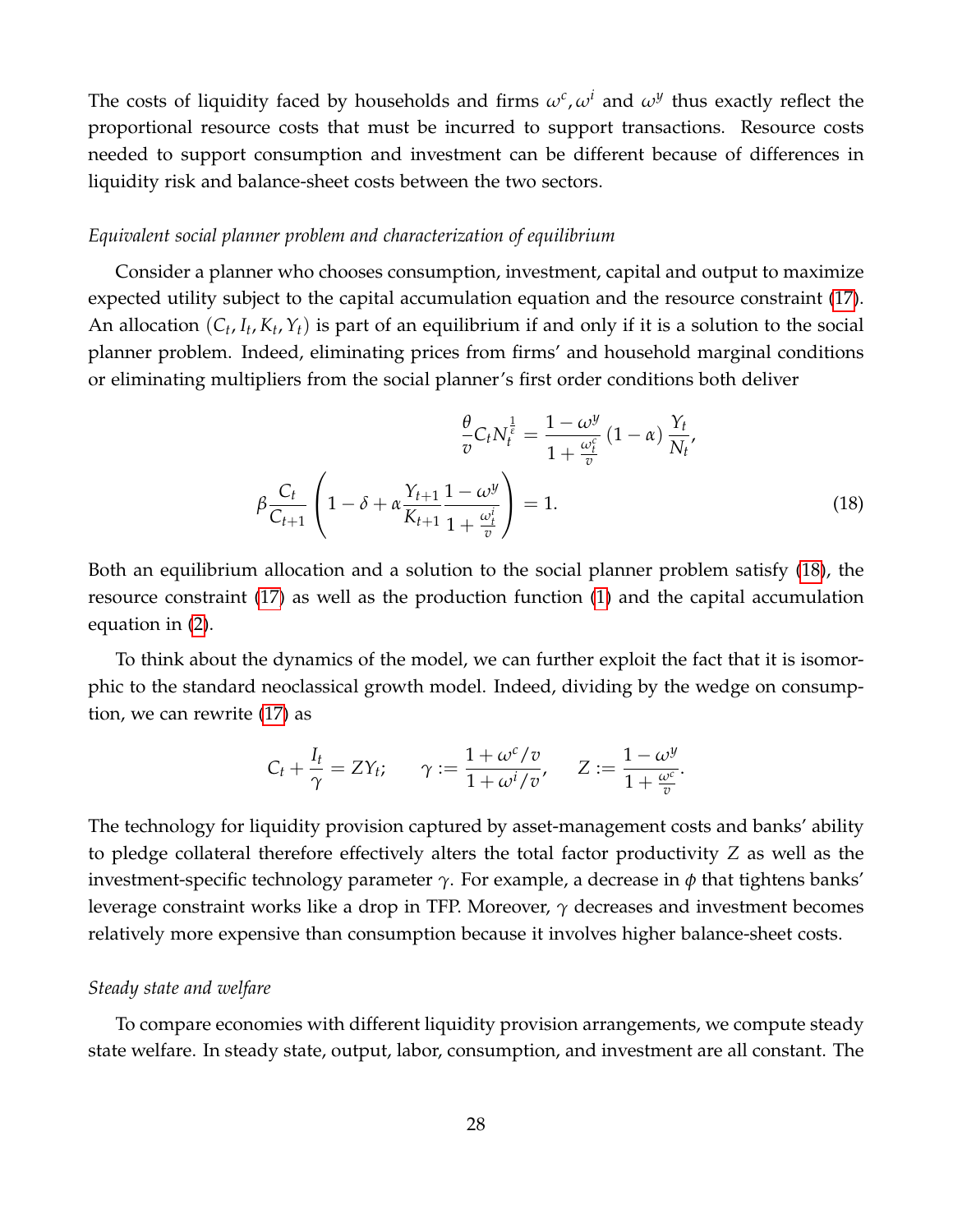The costs of liquidity faced by households and firms $\omega^c, \omega^i$ and $\omega^y$ thus exactly reflect the proportional resource costs that must be incurred to support transactions. Resource costs needed to support consumption and investment can be different because of differences in liquidity risk and balance-sheet costs between the two sectors.

*Equivalent social planner problem and characterization of equilibrium*

Consider a planner who chooses consumption, investment, capital and output to maximize expected utility subject to the capital accumulation equation and the resource constraint (17). An allocation $(C_t, I_t, K_t, Y_t)$ is part of an equilibrium if and only if it is a solution to the social planner problem. Indeed, eliminating prices from firms' and household marginal conditions or eliminating multipliers from the social planner's first order conditions both deliver

$$
\begin{aligned}
\frac{\theta}{v} C_t N_t^{\frac{1}{\epsilon}} &= \frac{1-\omega^y}{1+\frac{\omega_t^c}{v}} (1-\alpha) \frac{Y_t}{N_t}, \\
\beta \frac{C_t}{C_{t+1}} \left( 1 - \delta + \alpha \frac{Y_{t+1}}{K_{t+1}} \frac{1-\omega^y}{1+\frac{\omega_t^i}{v}} \right) &= 1.
\end{aligned} \tag{18}
$$

Both an equilibrium allocation and a solution to the social planner problem satisfy (18), the resource constraint (17) as well as the production function (1) and the capital accumulation equation in (2).

To think about the dynamics of the model, we can further exploit the fact that it is isomorphic to the standard neoclassical growth model. Indeed, dividing by the wedge on consumption, we can rewrite (17) as

$$
C_t + \frac{I_t}{\gamma} = Z Y_t; \qquad \gamma := \frac{1+\omega^c/v}{1+\omega^i/v}, \qquad Z := \frac{1-\omega^y}{1+\frac{\omega^c}{v}}.
$$

The technology for liquidity provision captured by asset-management costs and banks' ability to pledge collateral therefore effectively alters the total factor productivity $Z$ as well as the investment-specific technology parameter $\gamma$. For example, a decrease in $\phi$ that tightens banks' leverage constraint works like a drop in TFP. Moreover, $\gamma$ decreases and investment becomes relatively more expensive than consumption because it involves higher balance-sheet costs.

*Steady state and welfare*

To compare economies with different liquidity provision arrangements, we compute steady state welfare. In steady state, output, labor, consumption, and investment are all constant. The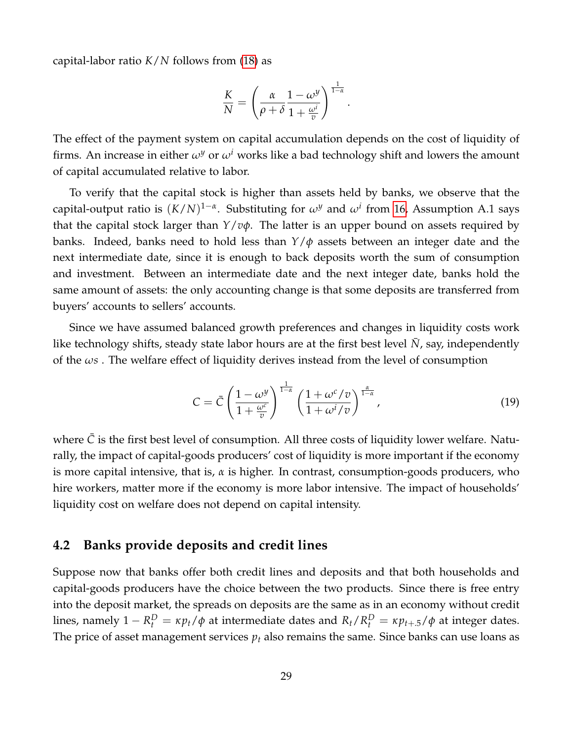capital-labor ratio $K/N$ follows from (18) as

$$\frac{K}{N} = \left( \frac{\alpha}{\rho + \delta} \frac{1 - \omega^y}{1 + \frac{\omega^i}{v}} \right)^{\frac{1}{1-\alpha}}.$$

The effect of the payment system on capital accumulation depends on the cost of liquidity of firms. An increase in either $\omega^y$ or $\omega^i$ works like a bad technology shift and lowers the amount of capital accumulated relative to labor.

To verify that the capital stock is higher than assets held by banks, we observe that the capital-output ratio is $(K/N)^{1-\alpha}$. Substituting for $\omega^y$ and $\omega^i$ from 16, Assumption A.1 says that the capital stock larger than $Y/v\phi$. The latter is an upper bound on assets required by banks. Indeed, banks need to hold less than $Y/\phi$ assets between an integer date and the next intermediate date, since it is enough to back deposits worth the sum of consumption and investment. Between an intermediate date and the next integer date, banks hold the same amount of assets: the only accounting change is that some deposits are transferred from buyers' accounts to sellers' accounts.

Since we have assumed balanced growth preferences and changes in liquidity costs work like technology shifts, steady state labor hours are at the first best level $\bar{N}$, say, independently of the $\omega$s . The welfare effect of liquidity derives instead from the level of consumption

$$C = \bar{C} \left( \frac{1 - \omega^y}{1 + \frac{\omega^c}{v}} \right)^{\frac{1}{1-\alpha}} \left( \frac{1 + \omega^c/v}{1 + \omega^i/v} \right)^{\frac{\alpha}{1-\alpha}}, \tag{19}$$

where $\bar{C}$ is the first best level of consumption. All three costs of liquidity lower welfare. Naturally, the impact of capital-goods producers' cost of liquidity is more important if the economy is more capital intensive, that is, $\alpha$ is higher. In contrast, consumption-goods producers, who hire workers, matter more if the economy is more labor intensive. The impact of households' liquidity cost on welfare does not depend on capital intensity.

### 4.2 Banks provide deposits and credit lines

Suppose now that banks offer both credit lines and deposits and that both households and capital-goods producers have the choice between the two products. Since there is free entry into the deposit market, the spreads on deposits are the same as in an economy without credit lines, namely $1 - R_t^D = \kappa p_t/\phi$ at intermediate dates and $R_t/R_t^D = \kappa p_{t+.5}/\phi$ at integer dates. The price of asset management services $p_t$ also remains the same. Since banks can use loans as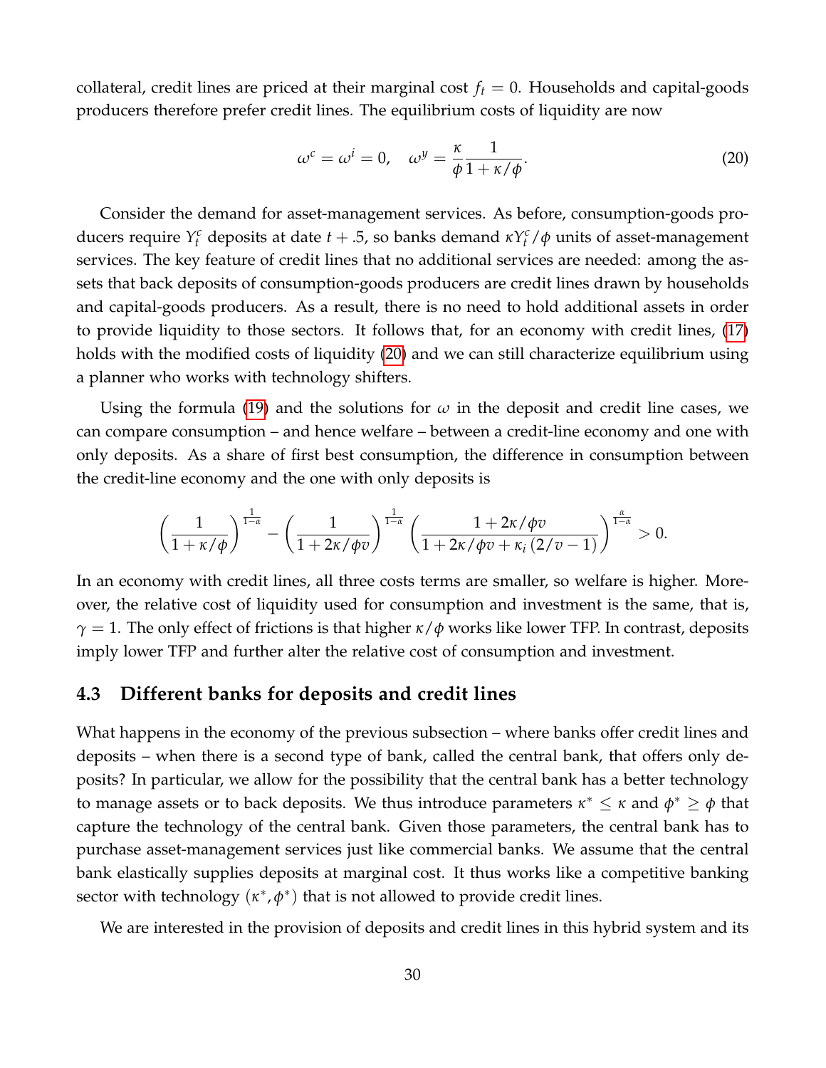collateral, credit lines are priced at their marginal cost $f_t = 0$. Households and capital-goods producers therefore prefer credit lines. The equilibrium costs of liquidity are now

$$\omega^c = \omega^i = 0, \quad \omega^y = \frac{\kappa}{\phi} \frac{1}{1 + \kappa/\phi}. \tag{20}$$

Consider the demand for asset-management services. As before, consumption-goods producers require $Y_t^c$ deposits at date $t + .5$, so banks demand $\kappa Y_t^c/\phi$ units of asset-management services. The key feature of credit lines that no additional services are needed: among the assets that back deposits of consumption-goods producers are credit lines drawn by households and capital-goods producers. As a result, there is no need to hold additional assets in order to provide liquidity to those sectors. It follows that, for an economy with credit lines, (17) holds with the modified costs of liquidity (20) and we can still characterize equilibrium using a planner who works with technology shifters.

Using the formula (19) and the solutions for $\omega$ in the deposit and credit line cases, we can compare consumption – and hence welfare – between a credit-line economy and one with only deposits. As a share of first best consumption, the difference in consumption between the credit-line economy and the one with only deposits is

$$\left(\frac{1}{1 + \kappa/\phi}\right)^{\frac{1}{1-\alpha}} - \left(\frac{1}{1 + 2\kappa/\phi v}\right)^{\frac{1}{1-\alpha}} \left(\frac{1 + 2\kappa/\phi v}{1 + 2\kappa/\phi v + \kappa_i \left(2/v - 1\right)}\right)^{\frac{\alpha}{1-\alpha}} > 0.$$

In an economy with credit lines, all three costs terms are smaller, so welfare is higher. Moreover, the relative cost of liquidity used for consumption and investment is the same, that is, $\gamma = 1$. The only effect of frictions is that higher $\kappa/\phi$ works like lower TFP. In contrast, deposits imply lower TFP and further alter the relative cost of consumption and investment.

### 4.3 Different banks for deposits and credit lines

What happens in the economy of the previous subsection – where banks offer credit lines and deposits – when there is a second type of bank, called the central bank, that offers only deposits? In particular, we allow for the possibility that the central bank has a better technology to manage assets or to back deposits. We thus introduce parameters $\kappa^* \leq \kappa$ and $\phi^* \geq \phi$ that capture the technology of the central bank. Given those parameters, the central bank has to purchase asset-management services just like commercial banks. We assume that the central bank elastically supplies deposits at marginal cost. It thus works like a competitive banking sector with technology $(\kappa^*, \phi^*)$ that is not allowed to provide credit lines.

We are interested in the provision of deposits and credit lines in this hybrid system and its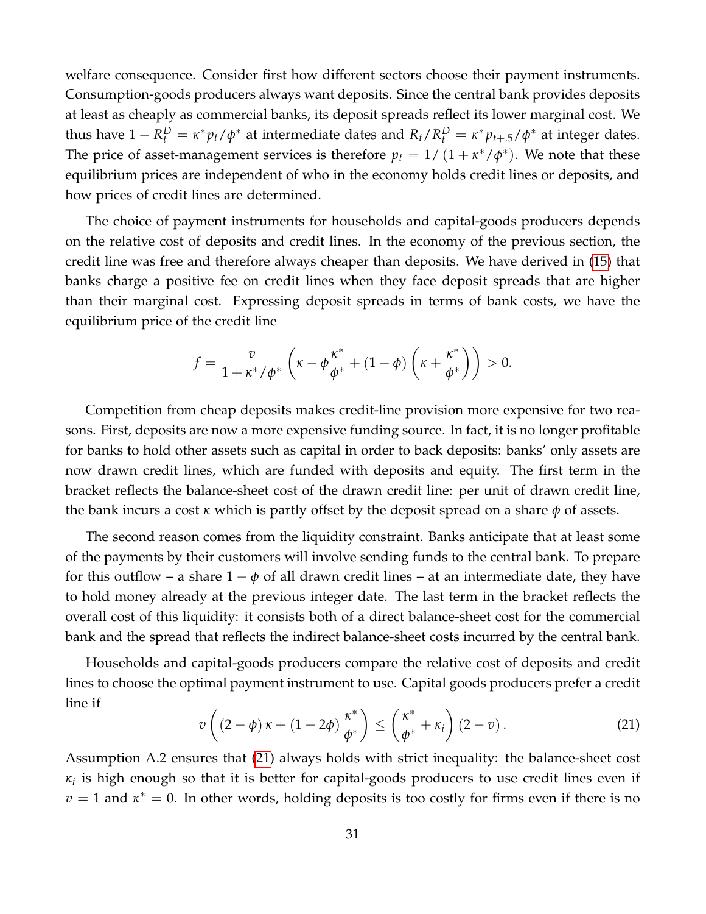welfare consequence. Consider first how different sectors choose their payment instruments. Consumption-goods producers always want deposits. Since the central bank provides deposits at least as cheaply as commercial banks, its deposit spreads reflect its lower marginal cost. We thus have $1 - R_t^D = \kappa^* p_t / \phi^*$ at intermediate dates and $R_t / R_t^D = \kappa^* p_{t+.5} / \phi^*$ at integer dates. The price of asset-management services is therefore $p_t = 1/\left(1 + \kappa^*/\phi^*\right)$. We note that these equilibrium prices are independent of who in the economy holds credit lines or deposits, and how prices of credit lines are determined.

The choice of payment instruments for households and capital-goods producers depends on the relative cost of deposits and credit lines. In the economy of the previous section, the credit line was free and therefore always cheaper than deposits. We have derived in (15) that banks charge a positive fee on credit lines when they face deposit spreads that are higher than their marginal cost. Expressing deposit spreads in terms of bank costs, we have the equilibrium price of the credit line

$$f = \frac{v}{1 + \kappa^*/\phi^*} \left( \kappa - \phi \frac{\kappa^*}{\phi^*} + (1 - \phi) \left( \kappa + \frac{\kappa^*}{\phi^*} \right) \right) > 0.$$

Competition from cheap deposits makes credit-line provision more expensive for two reasons. First, deposits are now a more expensive funding source. In fact, it is no longer profitable for banks to hold other assets such as capital in order to back deposits: banks' only assets are now drawn credit lines, which are funded with deposits and equity. The first term in the bracket reflects the balance-sheet cost of the drawn credit line: per unit of drawn credit line, the bank incurs a cost $\kappa$ which is partly offset by the deposit spread on a share $\phi$ of assets.

The second reason comes from the liquidity constraint. Banks anticipate that at least some of the payments by their customers will involve sending funds to the central bank. To prepare for this outflow – a share $1 - \phi$ of all drawn credit lines – at an intermediate date, they have to hold money already at the previous integer date. The last term in the bracket reflects the overall cost of this liquidity: it consists both of a direct balance-sheet cost for the commercial bank and the spread that reflects the indirect balance-sheet costs incurred by the central bank.

Households and capital-goods producers compare the relative cost of deposits and credit lines to choose the optimal payment instrument to use. Capital goods producers prefer a credit line if

$$v \left( (2 - \phi) \kappa + (1 - 2\phi) \frac{\kappa^*}{\phi^*} \right) \leq \left( \frac{\kappa^*}{\phi^*} + \kappa_i \right) (2 - v). \tag{21}$$

Assumption A.2 ensures that (21) always holds with strict inequality: the balance-sheet cost $\kappa_i$ is high enough so that it is better for capital-goods producers to use credit lines even if $v = 1$ and $\kappa^* = 0$. In other words, holding deposits is too costly for firms even if there is no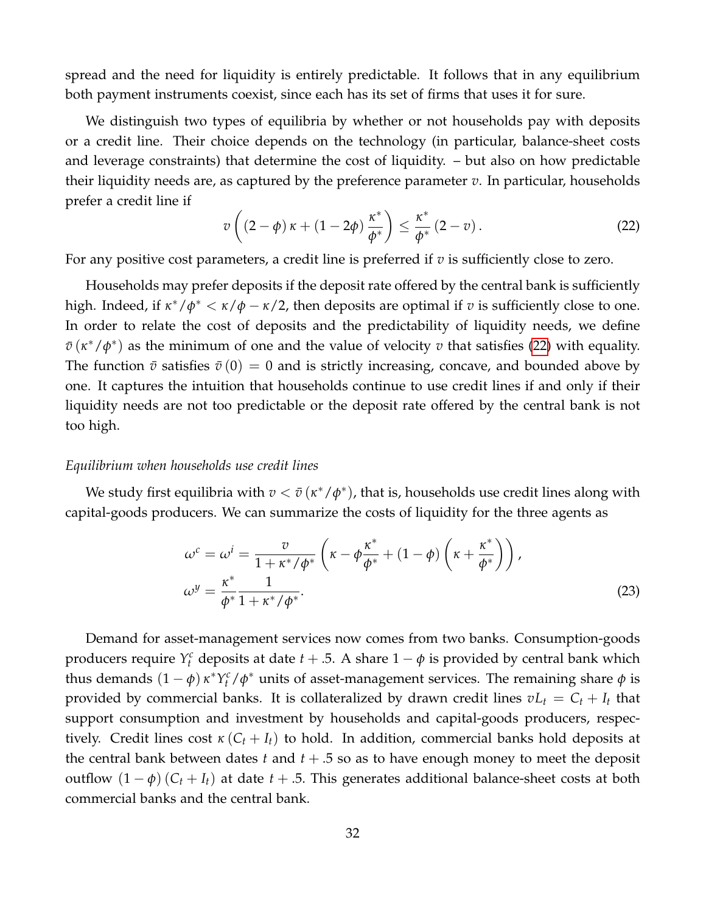spread and the need for liquidity is entirely predictable. It follows that in any equilibrium both payment instruments coexist, since each has its set of firms that uses it for sure.

We distinguish two types of equilibria by whether or not households pay with deposits or a credit line. Their choice depends on the technology (in particular, balance-sheet costs and leverage constraints) that determine the cost of liquidity. – but also on how predictable their liquidity needs are, as captured by the preference parameter $v$. In particular, households prefer a credit line if

$$v\left((2-\phi)\,\kappa+(1-2\phi)\,\frac{\kappa^*}{\phi^*}\right)\leq\frac{\kappa^*}{\phi^*}\,(2-v)\,. \tag{22}$$

For any positive cost parameters, a credit line is preferred if $v$ is sufficiently close to zero.

Households may prefer deposits if the deposit rate offered by the central bank is sufficiently high. Indeed, if $\kappa^*/\phi^*<\kappa/\phi-\kappa/2$, then deposits are optimal if $v$ is sufficiently close to one. In order to relate the cost of deposits and the predictability of liquidity needs, we define $\bar{v}\left(\kappa^*/\phi^*\right)$ as the minimum of one and the value of velocity $v$ that satisfies (22) with equality. The function $\bar{v}$ satisfies $\bar{v}\left(0\right)=0$ and is strictly increasing, concave, and bounded above by one. It captures the intuition that households continue to use credit lines if and only if their liquidity needs are not too predictable or the deposit rate offered by the central bank is not too high.

*Equilibrium when households use credit lines*

We study first equilibria with $v<\bar{v}\left(\kappa^*/\phi^*\right)$, that is, households use credit lines along with capital-goods producers. We can summarize the costs of liquidity for the three agents as

$$\begin{aligned}
\omega^c=\omega^i&=\frac{v}{1+\kappa^*/\phi^*}\left(\kappa-\phi\frac{\kappa^*}{\phi^*}+(1-\phi)\left(\kappa+\frac{\kappa^*}{\phi^*}\right)\right),\\
\omega^y&=\frac{\kappa^*}{\phi^*}\frac{1}{1+\kappa^*/\phi^*}.
\end{aligned} \tag{23}$$

Demand for asset-management services now comes from two banks. Consumption-goods producers require $Y_t^c$ deposits at date $t+.5$. A share $1-\phi$ is provided by central bank which thus demands $(1-\phi)\,\kappa^*Y_t^c/\phi^*$ units of asset-management services. The remaining share $\phi$ is provided by commercial banks. It is collateralized by drawn credit lines $vL_t=C_t+I_t$ that support consumption and investment by households and capital-goods producers, respectively. Credit lines cost $\kappa\,(C_t+I_t)$ to hold. In addition, commercial banks hold deposits at the central bank between dates $t$ and $t+.5$ so as to have enough money to meet the deposit outflow $(1-\phi)\,(C_t+I_t)$ at date $t+.5$. This generates additional balance-sheet costs at both commercial banks and the central bank.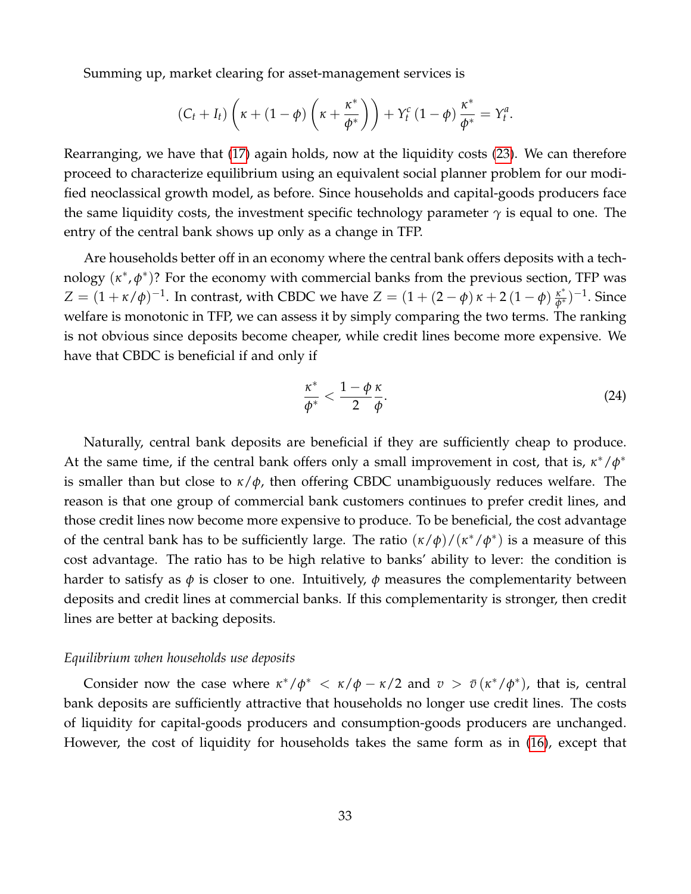Summing up, market clearing for asset-management services is

$$(C_t + I_t)\left(\kappa + (1-\phi)\left(\kappa + \frac{\kappa^*}{\phi^*}\right)\right) + Y_t^c (1-\phi)\frac{\kappa^*}{\phi^*} = Y_t^a.$$

Rearranging, we have that (17) again holds, now at the liquidity costs (23). We can therefore proceed to characterize equilibrium using an equivalent social planner problem for our modified neoclassical growth model, as before. Since households and capital-goods producers face the same liquidity costs, the investment specific technology parameter $\gamma$ is equal to one. The entry of the central bank shows up only as a change in TFP.

Are households better off in an economy where the central bank offers deposits with a technology $(\kappa^*, \phi^*)$? For the economy with commercial banks from the previous section, TFP was $Z = (1 + \kappa/\phi)^{-1}$. In contrast, with CBDC we have $Z = (1 + (2-\phi)\kappa + 2(1-\phi)\frac{\kappa^*}{\phi^*})^{-1}$. Since welfare is monotonic in TFP, we can assess it by simply comparing the two terms. The ranking is not obvious since deposits become cheaper, while credit lines become more expensive. We have that CBDC is beneficial if and only if

$$\frac{\kappa^*}{\phi^*} < \frac{1-\phi}{2}\frac{\kappa}{\phi}. \tag{24}$$

Naturally, central bank deposits are beneficial if they are sufficiently cheap to produce. At the same time, if the central bank offers only a small improvement in cost, that is, $\kappa^*/\phi^*$ is smaller than but close to $\kappa/\phi$, then offering CBDC unambiguously reduces welfare. The reason is that one group of commercial bank customers continues to prefer credit lines, and those credit lines now become more expensive to produce. To be beneficial, the cost advantage of the central bank has to be sufficiently large. The ratio $(\kappa/\phi)/(\kappa^*/\phi^*)$ is a measure of this cost advantage. The ratio has to be high relative to banks' ability to lever: the condition is harder to satisfy as $\phi$ is closer to one. Intuitively, $\phi$ measures the complementarity between deposits and credit lines at commercial banks. If this complementarity is stronger, then credit lines are better at backing deposits.

*Equilibrium when households use deposits*

Consider now the case where $\kappa^*/\phi^* < \kappa/\phi - \kappa/2$ and $v > \bar{v}(\kappa^*/\phi^*)$, that is, central bank deposits are sufficiently attractive that households no longer use credit lines. The costs of liquidity for capital-goods producers and consumption-goods producers are unchanged. However, the cost of liquidity for households takes the same form as in (16), except that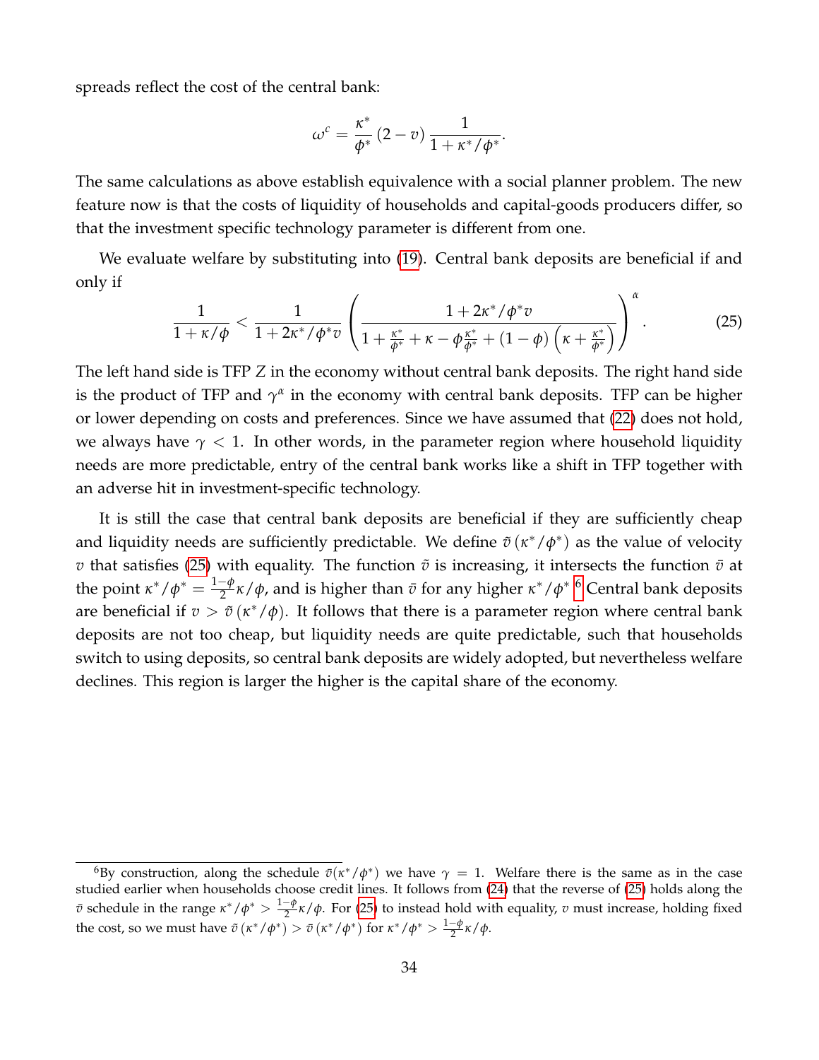spreads reflect the cost of the central bank:

$$\omega^c = \frac{\kappa^*}{\phi^*}(2-v)\frac{1}{1+\kappa^*/\phi^*}.$$

The same calculations as above establish equivalence with a social planner problem. The new feature now is that the costs of liquidity of households and capital-goods producers differ, so that the investment specific technology parameter is different from one.

We evaluate welfare by substituting into (19). Central bank deposits are beneficial if and only if

$$\frac{1}{1+\kappa/\phi} < \frac{1}{1+2\kappa^*/\phi^* v}\left(\frac{1+2\kappa^*/\phi^* v}{1+\frac{\kappa^*}{\phi^*}+\kappa-\phi\frac{\kappa^*}{\phi^*}+(1-\phi)\left(\kappa+\frac{\kappa^*}{\phi^*}\right)}\right)^{\alpha}. \tag{25}$$

The left hand side is TFP $Z$ in the economy without central bank deposits. The right hand side is the product of TFP and $\gamma^\alpha$ in the economy with central bank deposits. TFP can be higher or lower depending on costs and preferences. Since we have assumed that (22) does not hold, we always have $\gamma < 1$. In other words, in the parameter region where household liquidity needs are more predictable, entry of the central bank works like a shift in TFP together with an adverse hit in investment-specific technology.

It is still the case that central bank deposits are beneficial if they are sufficiently cheap and liquidity needs are sufficiently predictable. We define $\tilde{v}(\kappa^*/\phi^*)$ as the value of velocity $v$ that satisfies (25) with equality. The function $\tilde{v}$ is increasing, it intersects the function $\bar{v}$ at the point $\kappa^*/\phi^* = \frac{1-\phi}{2}\kappa/\phi$, and is higher than $\bar{v}$ for any higher $\kappa^*/\phi^*$.[6] Central bank deposits are beneficial if $v > \tilde{v}(\kappa^*/\phi)$. It follows that there is a parameter region where central bank deposits are not too cheap, but liquidity needs are quite predictable, such that households switch to using deposits, so central bank deposits are widely adopted, but nevertheless welfare declines. This region is larger the higher is the capital share of the economy.

---

[6] By construction, along the schedule $\bar{v}(\kappa^*/\phi^*)$ we have $\gamma = 1$. Welfare there is the same as in the case studied earlier when households choose credit lines. It follows from (24) that the reverse of (25) holds along the $\bar{v}$ schedule in the range $\kappa^*/\phi^* > \frac{1-\phi}{2}\kappa/\phi$. For (25) to instead hold with equality, $v$ must increase, holding fixed the cost, so we must have $\tilde{v}(\kappa^*/\phi^*) > \bar{v}(\kappa^*/\phi^*)$ for $\kappa^*/\phi^* > \frac{1-\phi}{2}\kappa/\phi$.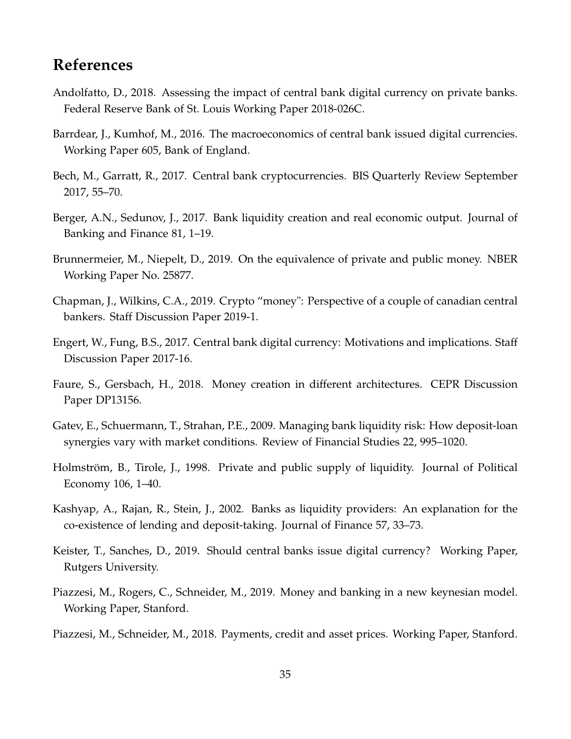## References

Andolfatto, D., 2018. Assessing the impact of central bank digital currency on private banks. Federal Reserve Bank of St. Louis Working Paper 2018-026C.

Barrdear, J., Kumhof, M., 2016. The macroeconomics of central bank issued digital currencies. Working Paper 605, Bank of England.

Bech, M., Garratt, R., 2017. Central bank cryptocurrencies. BIS Quarterly Review September 2017, 55–70.

Berger, A.N., Sedunov, J., 2017. Bank liquidity creation and real economic output. Journal of Banking and Finance 81, 1–19.

Brunnermeier, M., Niepelt, D., 2019. On the equivalence of private and public money. NBER Working Paper No. 25877.

Chapman, J., Wilkins, C.A., 2019. Crypto "money": Perspective of a couple of canadian central bankers. Staff Discussion Paper 2019-1.

Engert, W., Fung, B.S., 2017. Central bank digital currency: Motivations and implications. Staff Discussion Paper 2017-16.

Faure, S., Gersbach, H., 2018. Money creation in different architectures. CEPR Discussion Paper DP13156.

Gatev, E., Schuermann, T., Strahan, P.E., 2009. Managing bank liquidity risk: How deposit-loan synergies vary with market conditions. Review of Financial Studies 22, 995–1020.

Holmström, B., Tirole, J., 1998. Private and public supply of liquidity. Journal of Political Economy 106, 1–40.

Kashyap, A., Rajan, R., Stein, J., 2002. Banks as liquidity providers: An explanation for the co-existence of lending and deposit-taking. Journal of Finance 57, 33–73.

Keister, T., Sanches, D., 2019. Should central banks issue digital currency? Working Paper, Rutgers University.

Piazzesi, M., Rogers, C., Schneider, M., 2019. Money and banking in a new keynesian model. Working Paper, Stanford.

Piazzesi, M., Schneider, M., 2018. Payments, credit and asset prices. Working Paper, Stanford.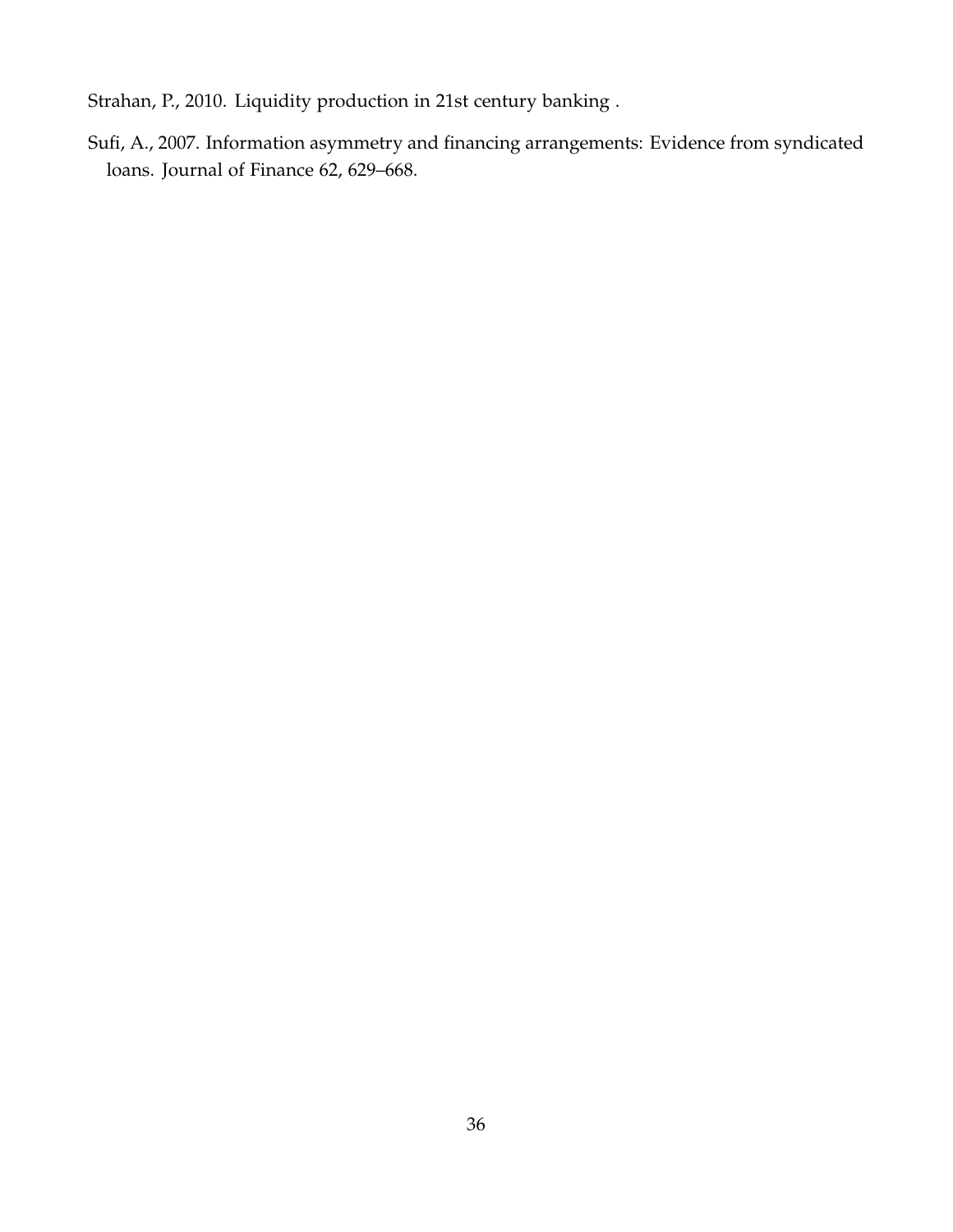Strahan, P., 2010. Liquidity production in 21st century banking .

Sufi, A., 2007. Information asymmetry and financing arrangements: Evidence from syndicated loans. Journal of Finance 62, 629–668.